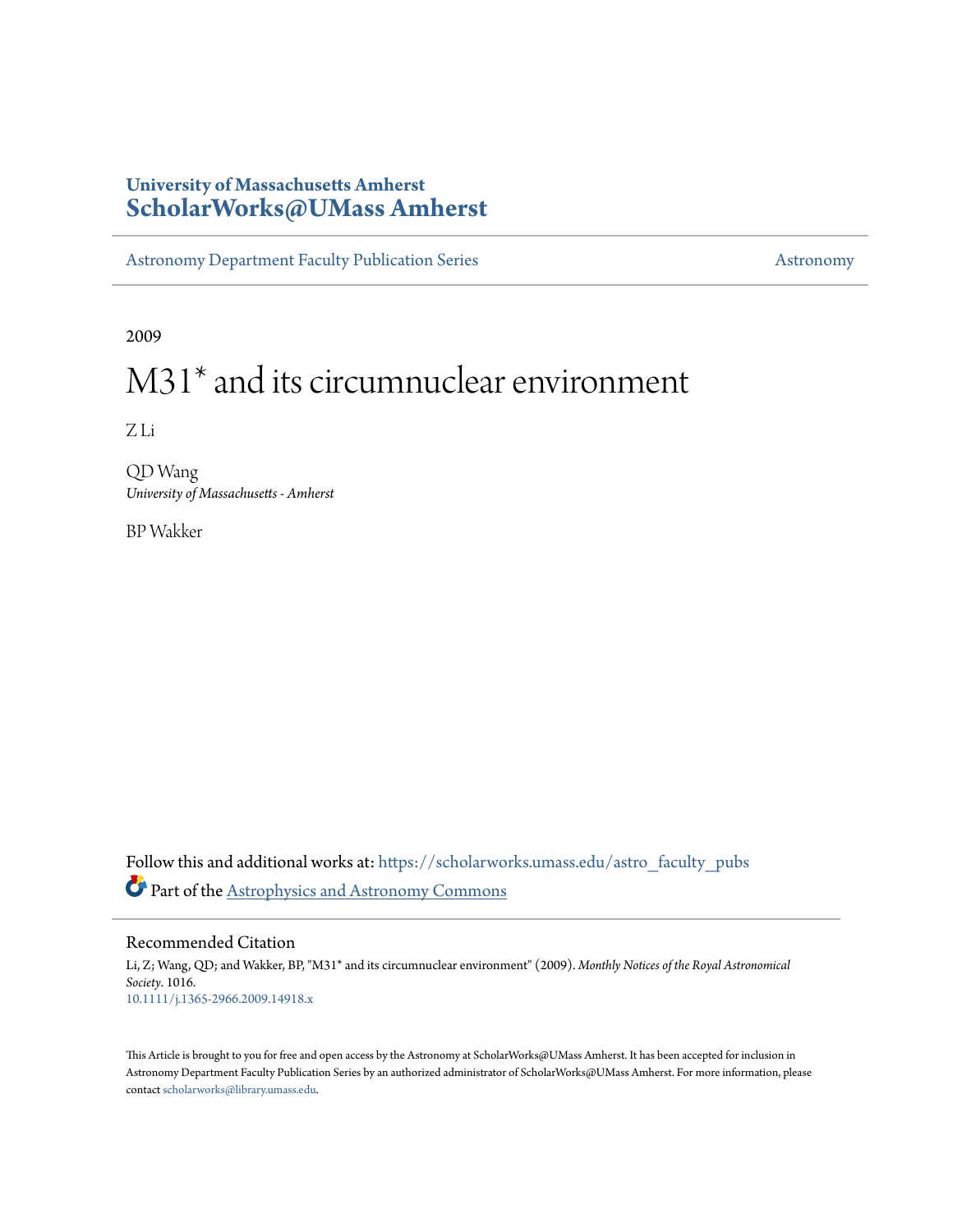University of Massachusetts Amherst
**ScholarWorks@UMass Amherst**

Astronomy Department Faculty Publication Series | Astronomy

2009

# M31* and its circumnuclear environment

Z Li

QD Wang
*University of Massachusetts - Amherst*

BP Wakker

Follow this and additional works at: https://scholarworks.umass.edu/astro_faculty_pubs

Part of the Astrophysics and Astronomy Commons

## Recommended Citation

Li, Z; Wang, QD; and Wakker, BP, "M31* and its circumnuclear environment" (2009). *Monthly Notices of the Royal Astronomical Society*. 1016.
10.1111/j.1365-2966.2009.14918.x

This Article is brought to you for free and open access by the Astronomy at ScholarWorks@UMass Amherst. It has been accepted for inclusion in Astronomy Department Faculty Publication Series by an authorized administrator of ScholarWorks@UMass Amherst. For more information, please contact scholarworks@library.umass.edu.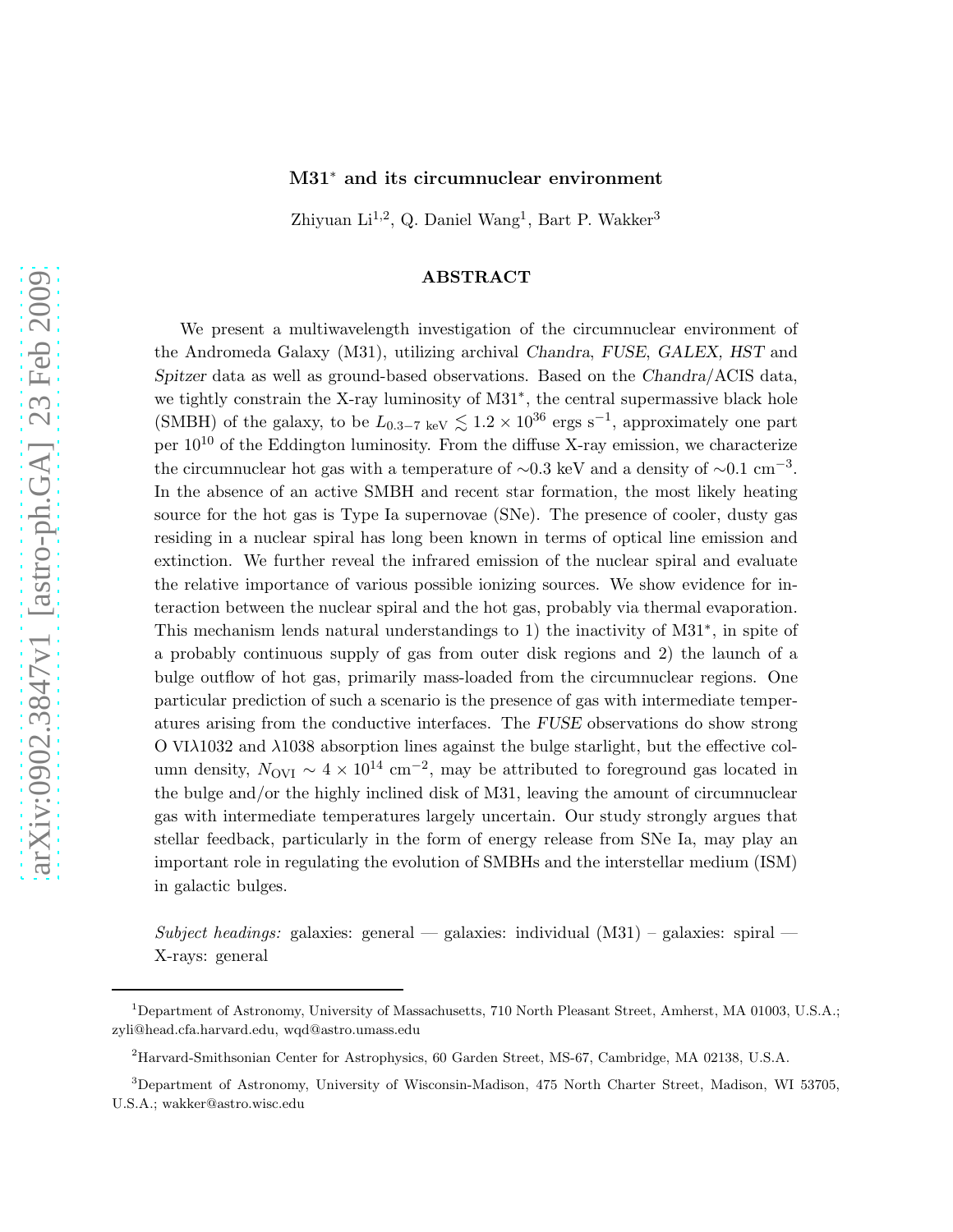# M31* and its circumnuclear environment

Zhiyuan Li[1,2], Q. Daniel Wang[1], Bart P. Wakker[3]

## ABSTRACT

We present a multiwavelength investigation of the circumnuclear environment of the Andromeda Galaxy (M31), utilizing archival *Chandra*, *FUSE*, *GALEX*, *HST* and *Spitzer* data as well as ground-based observations. Based on the *Chandra*/ACIS data, we tightly constrain the X-ray luminosity of M31*, the central supermassive black hole (SMBH) of the galaxy, to be $L_{0.3-7~\rm keV} \lesssim 1.2 \times 10^{36}$ ergs s$^{-1}$, approximately one part per $10^{10}$ of the Eddington luminosity. From the diffuse X-ray emission, we characterize the circumnuclear hot gas with a temperature of $\sim$0.3 keV and a density of $\sim$0.1 cm$^{-3}$. In the absence of an active SMBH and recent star formation, the most likely heating source for the hot gas is Type Ia supernovae (SNe). The presence of cooler, dusty gas residing in a nuclear spiral has long been known in terms of optical line emission and extinction. We further reveal the infrared emission of the nuclear spiral and evaluate the relative importance of various possible ionizing sources. We show evidence for interaction between the nuclear spiral and the hot gas, probably via thermal evaporation. This mechanism lends natural understandings to 1) the inactivity of M31*, in spite of a probably continuous supply of gas from outer disk regions and 2) the launch of a bulge outflow of hot gas, primarily mass-loaded from the circumnuclear regions. One particular prediction of such a scenario is the presence of gas with intermediate temperatures arising from the conductive interfaces. The *FUSE* observations do show strong O VI$\lambda$1032 and $\lambda$1038 absorption lines against the bulge starlight, but the effective column density, $N_{\rm OVI} \sim 4 \times 10^{14}$ cm$^{-2}$, may be attributed to foreground gas located in the bulge and/or the highly inclined disk of M31, leaving the amount of circumnuclear gas with intermediate temperatures largely uncertain. Our study strongly argues that stellar feedback, particularly in the form of energy release from SNe Ia, may play an important role in regulating the evolution of SMBHs and the interstellar medium (ISM) in galactic bulges.

*Subject headings:* galaxies: general — galaxies: individual (M31) – galaxies: spiral — X-rays: general

---

[1] Department of Astronomy, University of Massachusetts, 710 North Pleasant Street, Amherst, MA 01003, U.S.A.; zyli@head.cfa.harvard.edu, wqd@astro.umass.edu

[2] Harvard-Smithsonian Center for Astrophysics, 60 Garden Street, MS-67, Cambridge, MA 02138, U.S.A.

[3] Department of Astronomy, University of Wisconsin-Madison, 475 North Charter Street, Madison, WI 53705, U.S.A.; wakker@astro.wisc.edu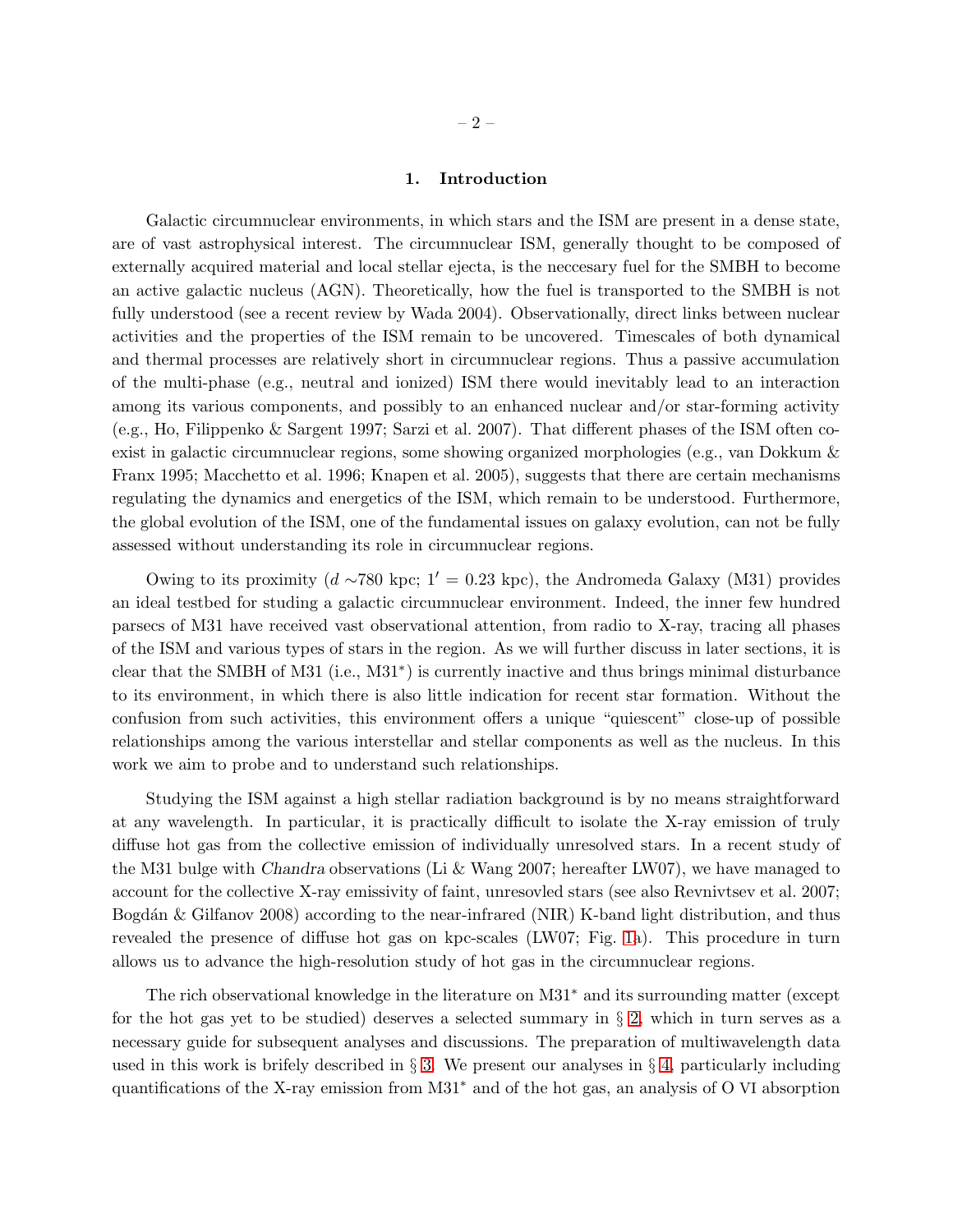## 1. Introduction

Galactic circumnuclear environments, in which stars and the ISM are present in a dense state, are of vast astrophysical interest. The circumnuclear ISM, generally thought to be composed of externally acquired material and local stellar ejecta, is the neccesary fuel for the SMBH to become an active galactic nucleus (AGN). Theoretically, how the fuel is transported to the SMBH is not fully understood (see a recent review by Wada 2004). Observationally, direct links between nuclear activities and the properties of the ISM remain to be uncovered. Timescales of both dynamical and thermal processes are relatively short in circumnuclear regions. Thus a passive accumulation of the multi-phase (e.g., neutral and ionized) ISM there would inevitably lead to an interaction among its various components, and possibly to an enhanced nuclear and/or star-forming activity (e.g., Ho, Filippenko & Sargent 1997; Sarzi et al. 2007). That different phases of the ISM often co-exist in galactic circumnuclear regions, some showing organized morphologies (e.g., van Dokkum & Franx 1995; Macchetto et al. 1996; Knapen et al. 2005), suggests that there are certain mechanisms regulating the dynamics and energetics of the ISM, which remain to be understood. Furthermore, the global evolution of the ISM, one of the fundamental issues on galaxy evolution, can not be fully assessed without understanding its role in circumnuclear regions.

Owing to its proximity ($d \sim$780 kpc; $1' = 0.23$ kpc), the Andromeda Galaxy (M31) provides an ideal testbed for studing a galactic circumnuclear environment. Indeed, the inner few hundred parsecs of M31 have received vast observational attention, from radio to X-ray, tracing all phases of the ISM and various types of stars in the region. As we will further discuss in later sections, it is clear that the SMBH of M31 (i.e., M31$^*$) is currently inactive and thus brings minimal disturbance to its environment, in which there is also little indication for recent star formation. Without the confusion from such activities, this environment offers a unique "quiescent" close-up of possible relationships among the various interstellar and stellar components as well as the nucleus. In this work we aim to probe and to understand such relationships.

Studying the ISM against a high stellar radiation background is by no means straightforward at any wavelength. In particular, it is practically difficult to isolate the X-ray emission of truly diffuse hot gas from the collective emission of individually unresolved stars. In a recent study of the M31 bulge with *Chandra* observations (Li & Wang 2007; hereafter LW07), we have managed to account for the collective X-ray emissivity of faint, unresovled stars (see also Revnivtsev et al. 2007; Bogdán & Gilfanov 2008) according to the near-infrared (NIR) K-band light distribution, and thus revealed the presence of diffuse hot gas on kpc-scales (LW07; Fig. 1a). This procedure in turn allows us to advance the high-resolution study of hot gas in the circumnuclear regions.

The rich observational knowledge in the literature on M31$^*$ and its surrounding matter (except for the hot gas yet to be studied) deserves a selected summary in § 2, which in turn serves as a necessary guide for subsequent analyses and discussions. The preparation of multiwavelength data used in this work is brifely described in § 3. We present our analyses in § 4, particularly including quantifications of the X-ray emission from M31$^*$ and of the hot gas, an analysis of O VI absorption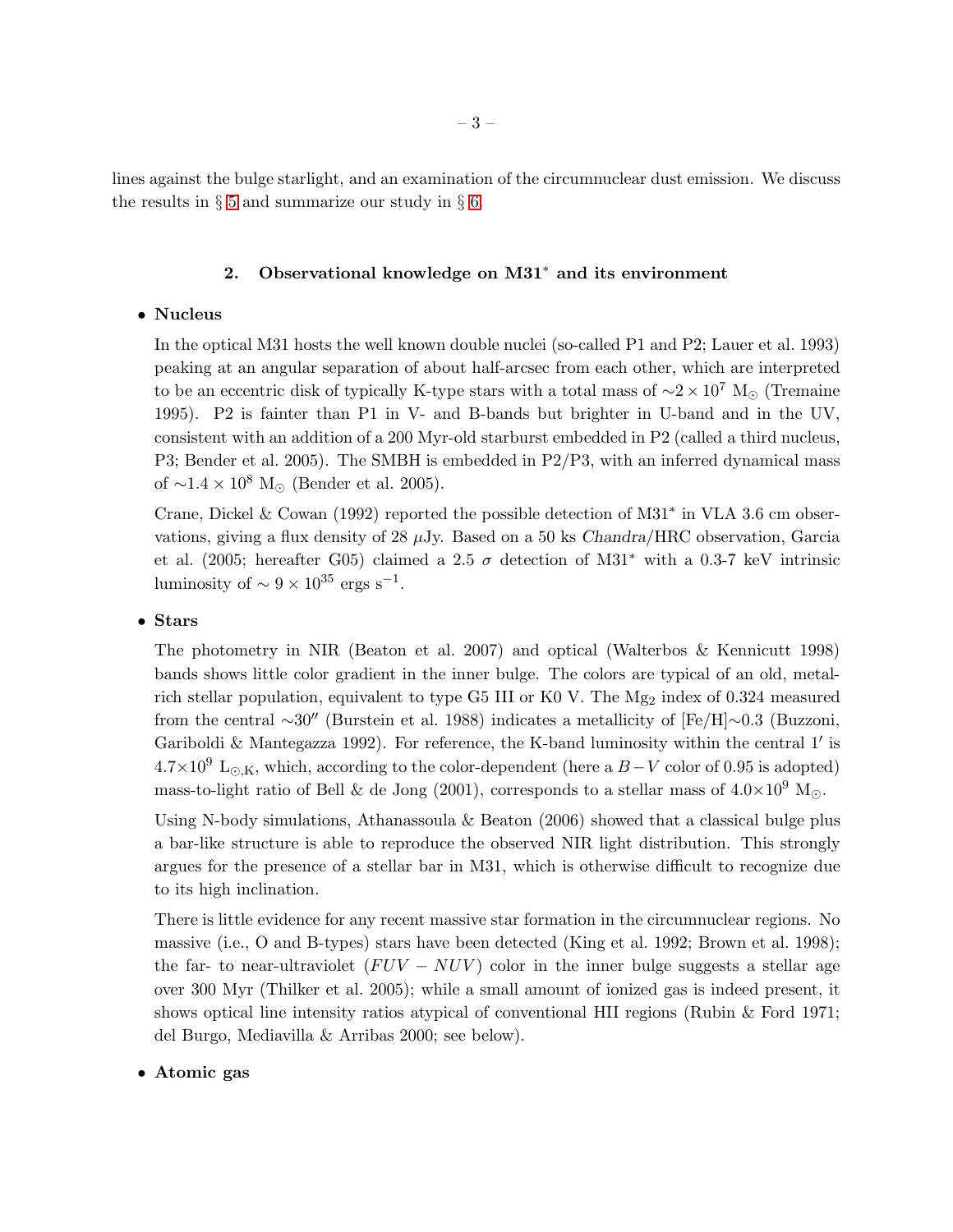lines against the bulge starlight, and an examination of the circumnuclear dust emission. We discuss the results in § 5 and summarize our study in § 6.

## 2. Observational knowledge on M31* and its environment

- **Nucleus**

  In the optical M31 hosts the well known double nuclei (so-called P1 and P2; Lauer et al. 1993) peaking at an angular separation of about half-arcsec from each other, which are interpreted to be an eccentric disk of typically K-type stars with a total mass of $\sim 2 \times 10^7$ M$_\odot$ (Tremaine 1995). P2 is fainter than P1 in V- and B-bands but brighter in U-band and in the UV, consistent with an addition of a 200 Myr-old starburst embedded in P2 (called a third nucleus, P3; Bender et al. 2005). The SMBH is embedded in P2/P3, with an inferred dynamical mass of $\sim 1.4 \times 10^8$ M$_\odot$ (Bender et al. 2005).

  Crane, Dickel & Cowan (1992) reported the possible detection of M31* in VLA 3.6 cm observations, giving a flux density of 28 $\mu$Jy. Based on a 50 ks *Chandra*/HRC observation, Garcia et al. (2005; hereafter G05) claimed a 2.5 $\sigma$ detection of M31* with a 0.3-7 keV intrinsic luminosity of $\sim 9 \times 10^{35}$ ergs s$^{-1}$.

- **Stars**

  The photometry in NIR (Beaton et al. 2007) and optical (Walterbos & Kennicutt 1998) bands shows little color gradient in the inner bulge. The colors are typical of an old, metal-rich stellar population, equivalent to type G5 III or K0 V. The Mg$_2$ index of 0.324 measured from the central $\sim 30''$ (Burstein et al. 1988) indicates a metallicity of [Fe/H]$\sim$0.3 (Buzzoni, Gariboldi & Mantegazza 1992). For reference, the K-band luminosity within the central $1'$ is $4.7 \times 10^9$ L$_{\odot,K}$, which, according to the color-dependent (here a $B-V$ color of 0.95 is adopted) mass-to-light ratio of Bell & de Jong (2001), corresponds to a stellar mass of $4.0 \times 10^9$ M$_\odot$.

  Using N-body simulations, Athanassoula & Beaton (2006) showed that a classical bulge plus a bar-like structure is able to reproduce the observed NIR light distribution. This strongly argues for the presence of a stellar bar in M31, which is otherwise difficult to recognize due to its high inclination.

  There is little evidence for any recent massive star formation in the circumnuclear regions. No massive (i.e., O and B-types) stars have been detected (King et al. 1992; Brown et al. 1998); the far- to near-ultraviolet ($FUV - NUV$) color in the inner bulge suggests a stellar age over 300 Myr (Thilker et al. 2005); while a small amount of ionized gas is indeed present, it shows optical line intensity ratios atypical of conventional HII regions (Rubin & Ford 1971; del Burgo, Mediavilla & Arribas 2000; see below).

- **Atomic gas**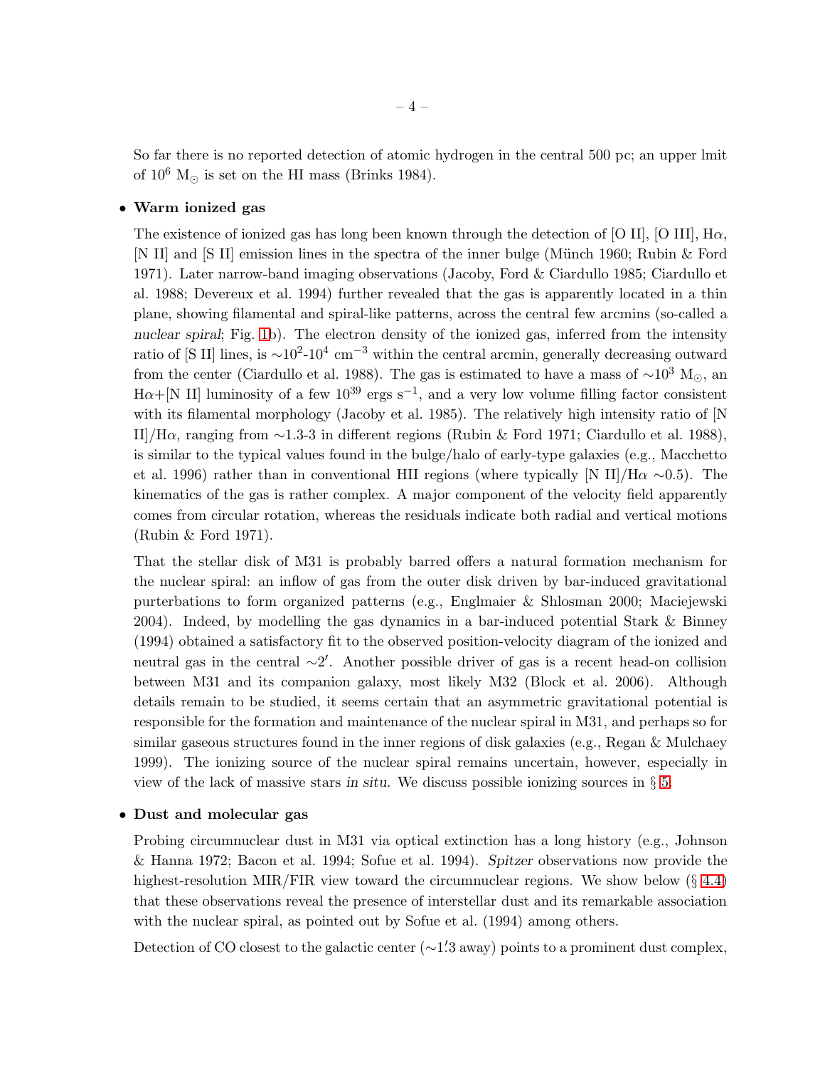So far there is no reported detection of atomic hydrogen in the central 500 pc; an upper lmit of $10^6$ $M_\odot$ is set on the HI mass (Brinks 1984).

- **Warm ionized gas**

  The existence of ionized gas has long been known through the detection of [O II], [O III], H$\alpha$, [N II] and [S II] emission lines in the spectra of the inner bulge (Münch 1960; Rubin & Ford 1971). Later narrow-band imaging observations (Jacoby, Ford & Ciardullo 1985; Ciardullo et al. 1988; Devereux et al. 1994) further revealed that the gas is apparently located in a thin plane, showing filamental and spiral-like patterns, across the central few arcmins (so-called a *nuclear spiral*; Fig. 1b). The electron density of the ionized gas, inferred from the intensity ratio of [S II] lines, is $\sim 10^2$-$10^4$ cm$^{-3}$ within the central arcmin, generally decreasing outward from the center (Ciardullo et al. 1988). The gas is estimated to have a mass of $\sim 10^3$ $M_\odot$, an H$\alpha$+[N II] luminosity of a few $10^{39}$ ergs s$^{-1}$, and a very low volume filling factor consistent with its filamental morphology (Jacoby et al. 1985). The relatively high intensity ratio of [N II]/H$\alpha$, ranging from $\sim$1.3-3 in different regions (Rubin & Ford 1971; Ciardullo et al. 1988), is similar to the typical values found in the bulge/halo of early-type galaxies (e.g., Macchetto et al. 1996) rather than in conventional HII regions (where typically [N II]/H$\alpha$ $\sim$0.5). The kinematics of the gas is rather complex. A major component of the velocity field apparently comes from circular rotation, whereas the residuals indicate both radial and vertical motions (Rubin & Ford 1971).

  That the stellar disk of M31 is probably barred offers a natural formation mechanism for the nuclear spiral: an inflow of gas from the outer disk driven by bar-induced gravitational purterbations to form organized patterns (e.g., Englmaier & Shlosman 2000; Maciejewski 2004). Indeed, by modelling the gas dynamics in a bar-induced potential Stark & Binney (1994) obtained a satisfactory fit to the observed position-velocity diagram of the ionized and neutral gas in the central $\sim 2'$. Another possible driver of gas is a recent head-on collision between M31 and its companion galaxy, most likely M32 (Block et al. 2006). Although details remain to be studied, it seems certain that an asymmetric gravitational potential is responsible for the formation and maintenance of the nuclear spiral in M31, and perhaps so for similar gaseous structures found in the inner regions of disk galaxies (e.g., Regan & Mulchaey 1999). The ionizing source of the nuclear spiral remains uncertain, however, especially in view of the lack of massive stars *in situ*. We discuss possible ionizing sources in § 5.

- **Dust and molecular gas**

  Probing circumnuclear dust in M31 via optical extinction has a long history (e.g., Johnson & Hanna 1972; Bacon et al. 1994; Sofue et al. 1994). *Spitzer* observations now provide the highest-resolution MIR/FIR view toward the circumnuclear regions. We show below (§ 4.4) that these observations reveal the presence of interstellar dust and its remarkable association with the nuclear spiral, as pointed out by Sofue et al. (1994) among others.

  Detection of CO closest to the galactic center ($\sim 1\farcm3$ away) points to a prominent dust complex,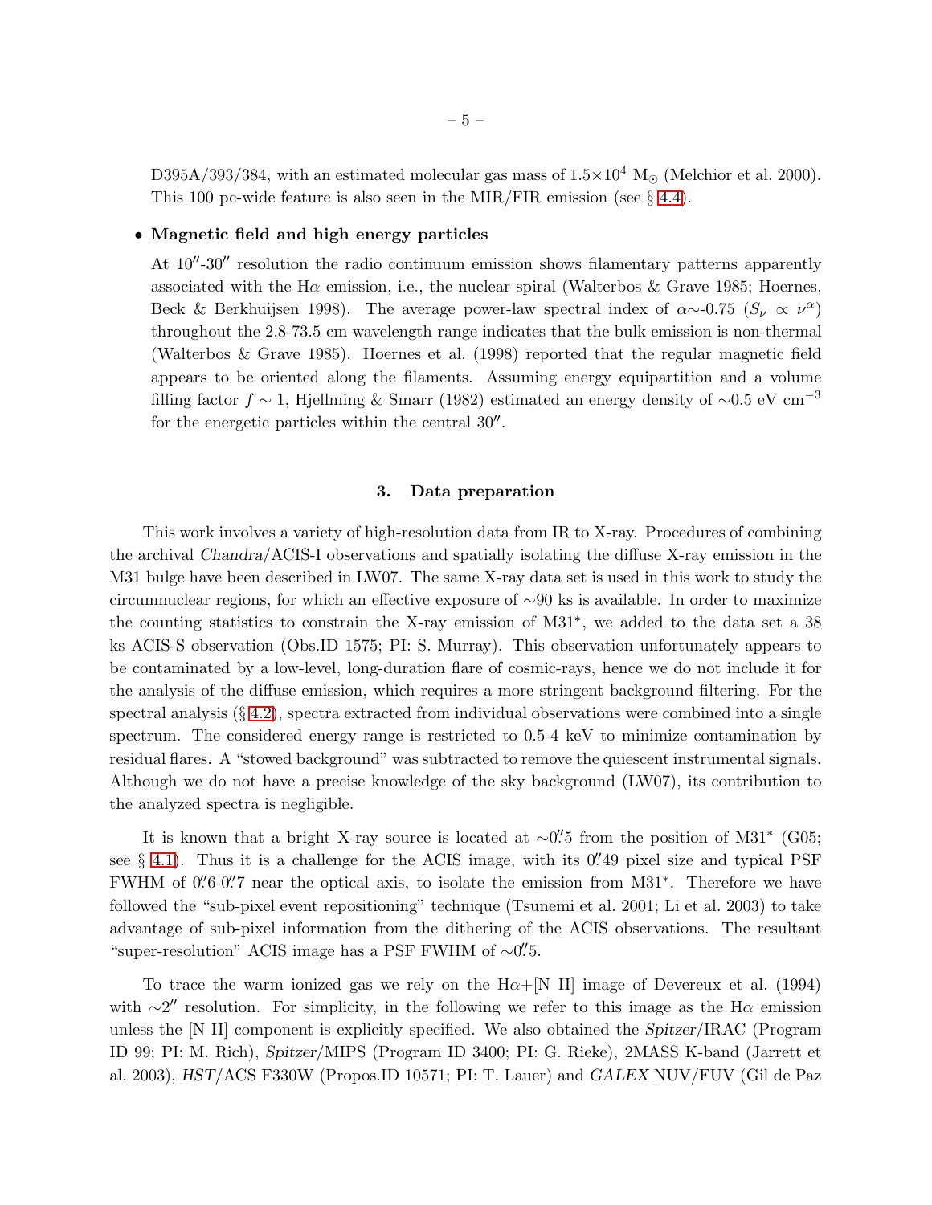D395A/393/384, with an estimated molecular gas mass of $1.5\times10^4$ $M_\odot$ (Melchior et al. 2000). This 100 pc-wide feature is also seen in the MIR/FIR emission (see § 4.4).

- **Magnetic field and high energy particles**

  At $10''$-$30''$ resolution the radio continuum emission shows filamentary patterns apparently associated with the H$\alpha$ emission, i.e., the nuclear spiral (Walterbos & Grave 1985; Hoernes, Beck & Berkhuijsen 1998). The average power-law spectral index of $\alpha\sim$-0.75 ($S_\nu \propto \nu^\alpha$) throughout the 2.8-73.5 cm wavelength range indicates that the bulk emission is non-thermal (Walterbos & Grave 1985). Hoernes et al. (1998) reported that the regular magnetic field appears to be oriented along the filaments. Assuming energy equipartition and a volume filling factor $f \sim 1$, Hjellming & Smarr (1982) estimated an energy density of $\sim$0.5 eV cm$^{-3}$ for the energetic particles within the central $30''$.

## 3. Data preparation

This work involves a variety of high-resolution data from IR to X-ray. Procedures of combining the archival *Chandra*/ACIS-I observations and spatially isolating the diffuse X-ray emission in the M31 bulge have been described in LW07. The same X-ray data set is used in this work to study the circumnuclear regions, for which an effective exposure of $\sim$90 ks is available. In order to maximize the counting statistics to constrain the X-ray emission of M31*, we added to the data set a 38 ks ACIS-S observation (Obs.ID 1575; PI: S. Murray). This observation unfortunately appears to be contaminated by a low-level, long-duration flare of cosmic-rays, hence we do not include it for the analysis of the diffuse emission, which requires a more stringent background filtering. For the spectral analysis (§ 4.2), spectra extracted from individual observations were combined into a single spectrum. The considered energy range is restricted to 0.5-4 keV to minimize contamination by residual flares. A "stowed background" was subtracted to remove the quiescent instrumental signals. Although we do not have a precise knowledge of the sky background (LW07), its contribution to the analyzed spectra is negligible.

It is known that a bright X-ray source is located at $\sim0\farcs5$ from the position of M31* (G05; see § 4.1). Thus it is a challenge for the ACIS image, with its $0\farcs49$ pixel size and typical PSF FWHM of $0\farcs6$-$0\farcs7$ near the optical axis, to isolate the emission from M31*. Therefore we have followed the "sub-pixel event repositioning" technique (Tsunemi et al. 2001; Li et al. 2003) to take advantage of sub-pixel information from the dithering of the ACIS observations. The resultant "super-resolution" ACIS image has a PSF FWHM of $\sim0\farcs5$.

To trace the warm ionized gas we rely on the H$\alpha$+[N II] image of Devereux et al. (1994) with $\sim2''$ resolution. For simplicity, in the following we refer to this image as the H$\alpha$ emission unless the [N II] component is explicitly specified. We also obtained the *Spitzer*/IRAC (Program ID 99; PI: M. Rich), *Spitzer*/MIPS (Program ID 3400; PI: G. Rieke), 2MASS K-band (Jarrett et al. 2003), *HST*/ACS F330W (Propos.ID 10571; PI: T. Lauer) and *GALEX* NUV/FUV (Gil de Paz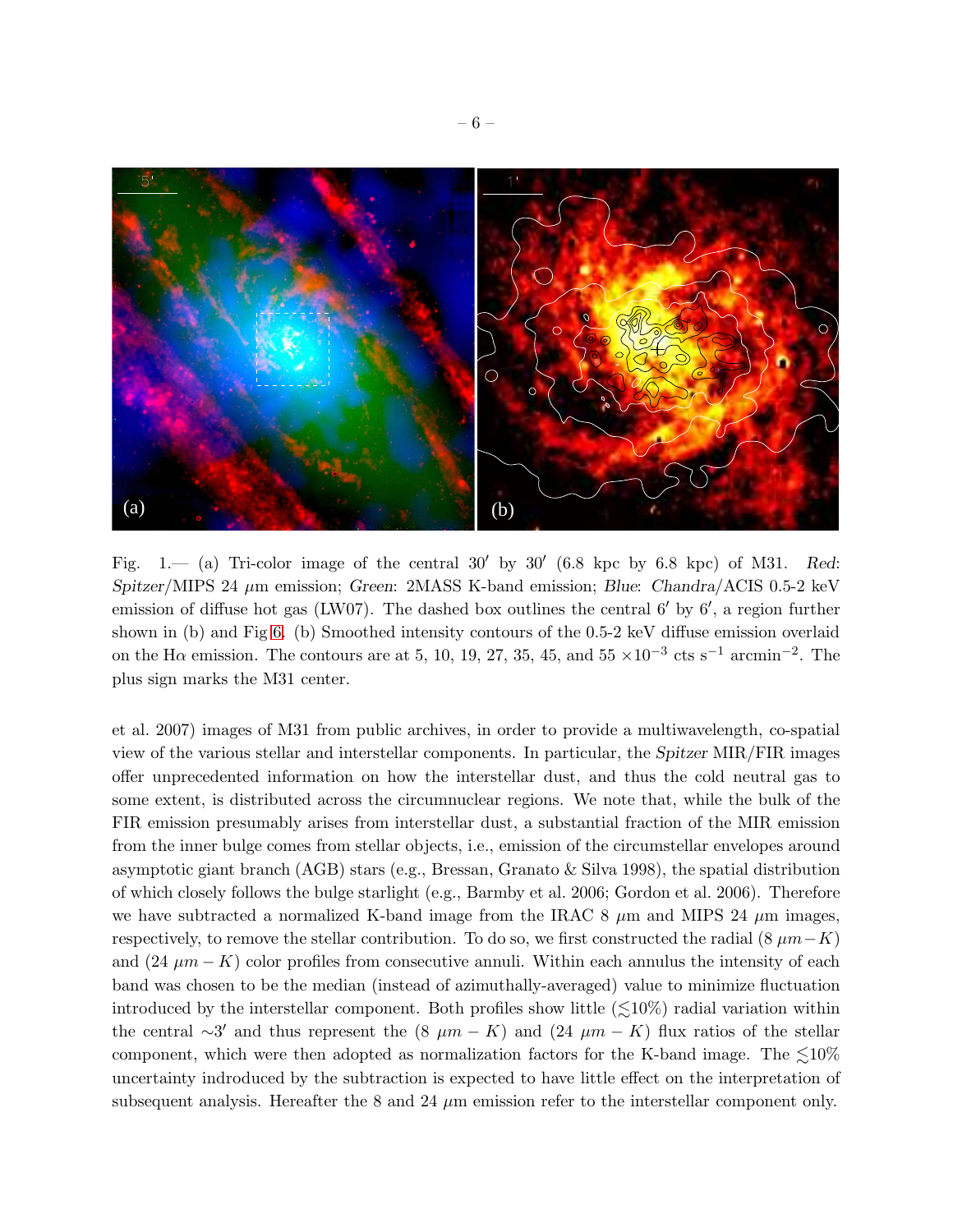Fig. 1.— (a) Tri-color image of the central $30'$ by $30'$ (6.8 kpc by 6.8 kpc) of M31. *Red*: *Spitzer*/MIPS 24 $\mu$m emission; *Green*: 2MASS K-band emission; *Blue*: *Chandra*/ACIS 0.5-2 keV emission of diffuse hot gas (LW07). The dashed box outlines the central $6'$ by $6'$, a region further shown in (b) and Fig 6. (b) Smoothed intensity contours of the 0.5-2 keV diffuse emission overlaid on the H$\alpha$ emission. The contours are at 5, 10, 19, 27, 35, 45, and 55 $\times 10^{-3}$ cts s$^{-1}$ arcmin$^{-2}$. The plus sign marks the M31 center.

et al. 2007) images of M31 from public archives, in order to provide a multiwavelength, co-spatial view of the various stellar and interstellar components. In particular, the *Spitzer* MIR/FIR images offer unprecedented information on how the interstellar dust, and thus the cold neutral gas to some extent, is distributed across the circumnuclear regions. We note that, while the bulk of the FIR emission presumably arises from interstellar dust, a substantial fraction of the MIR emission from the inner bulge comes from stellar objects, i.e., emission of the circumstellar envelopes around asymptotic giant branch (AGB) stars (e.g., Bressan, Granato & Silva 1998), the spatial distribution of which closely follows the bulge starlight (e.g., Barmby et al. 2006; Gordon et al. 2006). Therefore we have subtracted a normalized K-band image from the IRAC 8 $\mu$m and MIPS 24 $\mu$m images, respectively, to remove the stellar contribution. To do so, we first constructed the radial $(8\ \mu m - K)$ and $(24\ \mu m - K)$ color profiles from consecutive annuli. Within each annulus the intensity of each band was chosen to be the median (instead of azimuthally-averaged) value to minimize fluctuation introduced by the interstellar component. Both profiles show little ($\lesssim$10%) radial variation within the central $\sim 3'$ and thus represent the $(8\ \mu m - K)$ and $(24\ \mu m - K)$ flux ratios of the stellar component, which were then adopted as normalization factors for the K-band image. The $\lesssim$10% uncertainty indroduced by the subtraction is expected to have little effect on the interpretation of subsequent analysis. Hereafter the 8 and 24 $\mu$m emission refer to the interstellar component only.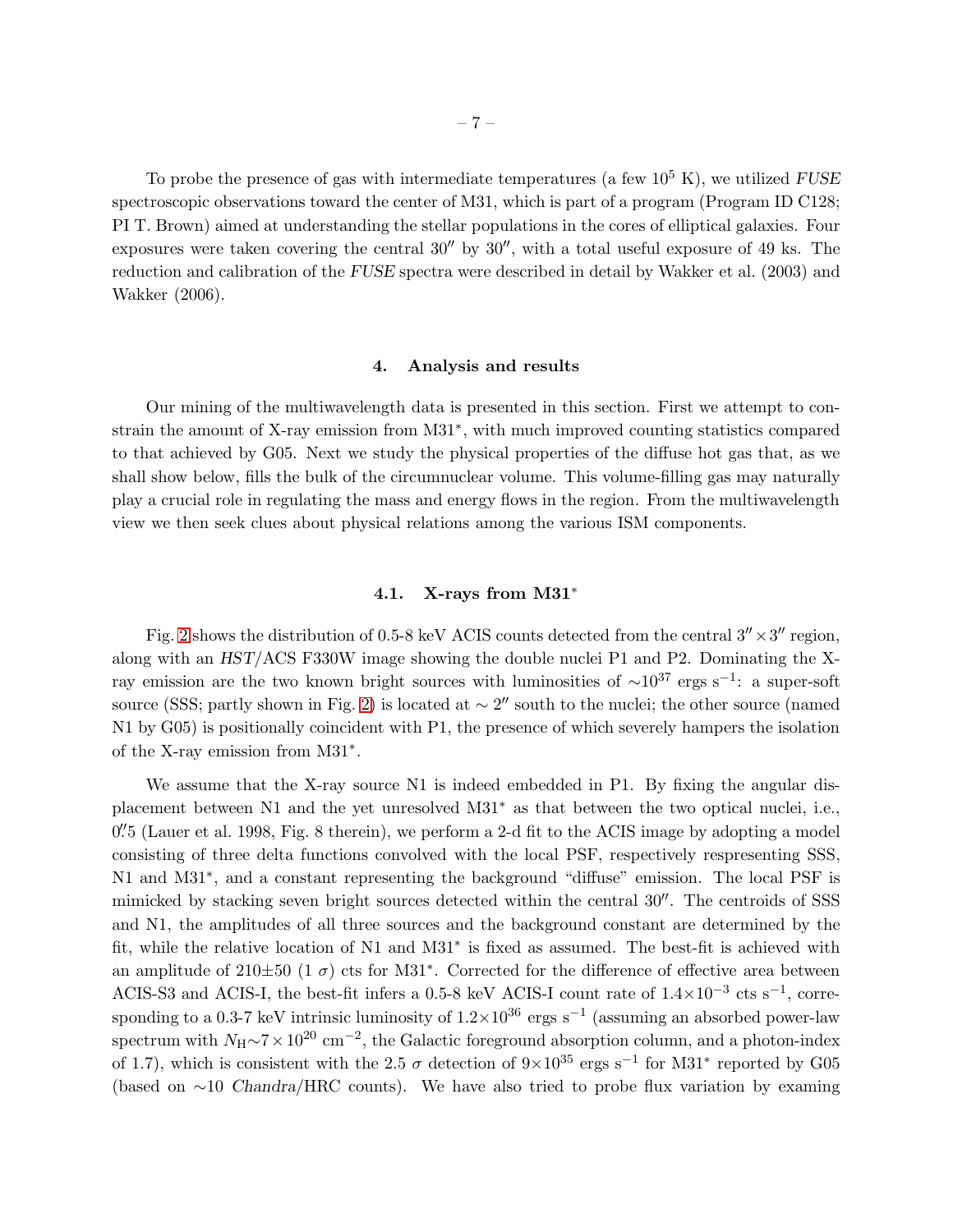To probe the presence of gas with intermediate temperatures (a few $10^5$ K), we utilized *FUSE* spectroscopic observations toward the center of M31, which is part of a program (Program ID C128; PI T. Brown) aimed at understanding the stellar populations in the cores of elliptical galaxies. Four exposures were taken covering the central $30''$ by $30''$, with a total useful exposure of 49 ks. The reduction and calibration of the *FUSE* spectra were described in detail by Wakker et al. (2003) and Wakker (2006).

## 4. Analysis and results

Our mining of the multiwavelength data is presented in this section. First we attempt to constrain the amount of X-ray emission from M31*, with much improved counting statistics compared to that achieved by G05. Next we study the physical properties of the diffuse hot gas that, as we shall show below, fills the bulk of the circumnuclear volume. This volume-filling gas may naturally play a crucial role in regulating the mass and energy flows in the region. From the multiwavelength view we then seek clues about physical relations among the various ISM components.

### 4.1. X-rays from M31*

Fig. 2 shows the distribution of 0.5-8 keV ACIS counts detected from the central $3'' \times 3''$ region, along with an *HST*/ACS F330W image showing the double nuclei P1 and P2. Dominating the X-ray emission are the two known bright sources with luminosities of $\sim 10^{37}$ ergs s$^{-1}$: a super-soft source (SSS; partly shown in Fig. 2) is located at $\sim 2''$ south to the nuclei; the other source (named N1 by G05) is positionally coincident with P1, the presence of which severely hampers the isolation of the X-ray emission from M31*.

We assume that the X-ray source N1 is indeed embedded in P1. By fixing the angular displacement between N1 and the yet unresolved M31* as that between the two optical nuclei, i.e., $0\farcs5$ (Lauer et al. 1998, Fig. 8 therein), we perform a 2-d fit to the ACIS image by adopting a model consisting of three delta functions convolved with the local PSF, respectively respresenting SSS, N1 and M31*, and a constant representing the background "diffuse" emission. The local PSF is mimicked by stacking seven bright sources detected within the central $30''$. The centroids of SSS and N1, the amplitudes of all three sources and the background constant are determined by the fit, while the relative location of N1 and M31* is fixed as assumed. The best-fit is achieved with an amplitude of $210 \pm 50$ ($1\ \sigma$) cts for M31*. Corrected for the difference of effective area between ACIS-S3 and ACIS-I, the best-fit infers a 0.5-8 keV ACIS-I count rate of $1.4 \times 10^{-3}$ cts s$^{-1}$, corresponding to a 0.3-7 keV intrinsic luminosity of $1.2 \times 10^{36}$ ergs s$^{-1}$ (assuming an absorbed power-law spectrum with $N_{\rm H} \sim 7 \times 10^{20}$ cm$^{-2}$, the Galactic foreground absorption column, and a photon-index of 1.7), which is consistent with the 2.5 $\sigma$ detection of $9 \times 10^{35}$ ergs s$^{-1}$ for M31* reported by G05 (based on $\sim$10 *Chandra*/HRC counts). We have also tried to probe flux variation by examing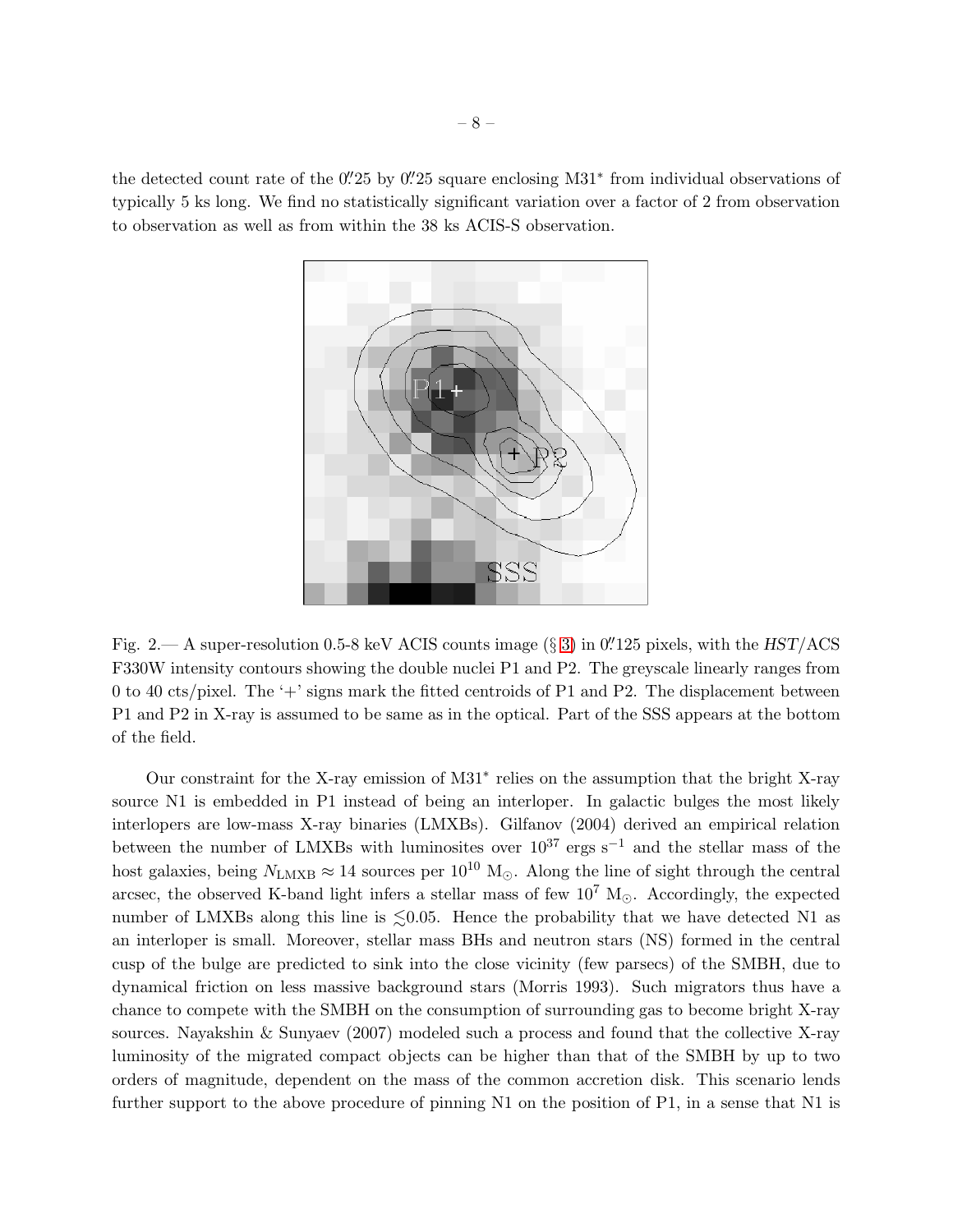the detected count rate of the 0.″25 by 0.″25 square enclosing M31* from individual observations of typically 5 ks long. We find no statistically significant variation over a factor of 2 from observation to observation as well as from within the 38 ks ACIS-S observation.

Fig. 2.— A super-resolution 0.5-8 keV ACIS counts image (§ 3) in 0.″125 pixels, with the *HST*/ACS F330W intensity contours showing the double nuclei P1 and P2. The greyscale linearly ranges from 0 to 40 cts/pixel. The '+' signs mark the fitted centroids of P1 and P2. The displacement between P1 and P2 in X-ray is assumed to be same as in the optical. Part of the SSS appears at the bottom of the field.

Our constraint for the X-ray emission of M31* relies on the assumption that the bright X-ray source N1 is embedded in P1 instead of being an interloper. In galactic bulges the most likely interlopers are low-mass X-ray binaries (LMXBs). Gilfanov (2004) derived an empirical relation between the number of LMXBs with luminosites over $10^{37}$ ergs s$^{-1}$ and the stellar mass of the host galaxies, being $N_{\rm LMXB} \approx 14$ sources per $10^{10}$ M$_{\odot}$. Along the line of sight through the central arcsec, the observed K-band light infers a stellar mass of few $10^{7}$ M$_{\odot}$. Accordingly, the expected number of LMXBs along this line is $\lesssim$0.05. Hence the probability that we have detected N1 as an interloper is small. Moreover, stellar mass BHs and neutron stars (NS) formed in the central cusp of the bulge are predicted to sink into the close vicinity (few parsecs) of the SMBH, due to dynamical friction on less massive background stars (Morris 1993). Such migrators thus have a chance to compete with the SMBH on the consumption of surrounding gas to become bright X-ray sources. Nayakshin & Sunyaev (2007) modeled such a process and found that the collective X-ray luminosity of the migrated compact objects can be higher than that of the SMBH by up to two orders of magnitude, dependent on the mass of the common accretion disk. This scenario lends further support to the above procedure of pinning N1 on the position of P1, in a sense that N1 is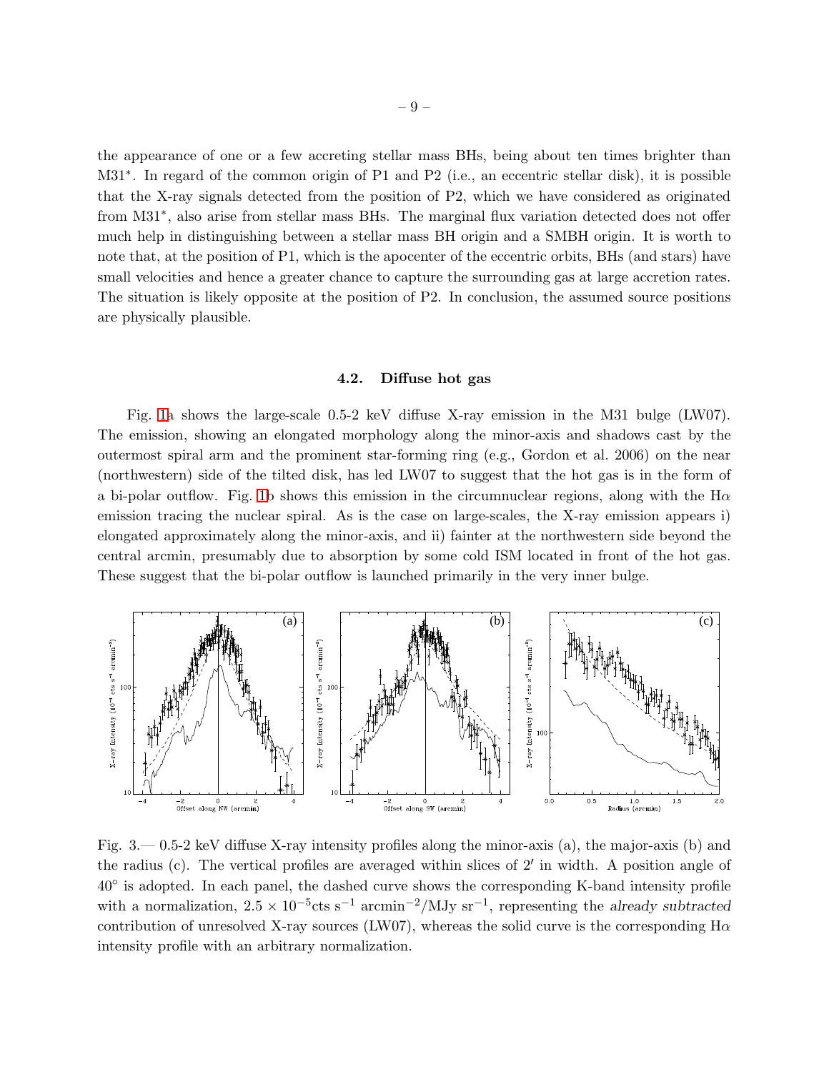the appearance of one or a few accreting stellar mass BHs, being about ten times brighter than M31*. In regard of the common origin of P1 and P2 (i.e., an eccentric stellar disk), it is possible that the X-ray signals detected from the position of P2, which we have considered as originated from M31*, also arise from stellar mass BHs. The marginal flux variation detected does not offer much help in distinguishing between a stellar mass BH origin and a SMBH origin. It is worth to note that, at the position of P1, which is the apocenter of the eccentric orbits, BHs (and stars) have small velocities and hence a greater chance to capture the surrounding gas at large accretion rates. The situation is likely opposite at the position of P2. In conclusion, the assumed source positions are physically plausible.

### 4.2. Diffuse hot gas

Fig. 1a shows the large-scale 0.5-2 keV diffuse X-ray emission in the M31 bulge (LW07). The emission, showing an elongated morphology along the minor-axis and shadows cast by the outermost spiral arm and the prominent star-forming ring (e.g., Gordon et al. 2006) on the near (northwestern) side of the tilted disk, has led LW07 to suggest that the hot gas is in the form of a bi-polar outflow. Fig. 1b shows this emission in the circumnuclear regions, along with the Hα emission tracing the nuclear spiral. As is the case on large-scales, the X-ray emission appears i) elongated approximately along the minor-axis, and ii) fainter at the northwestern side beyond the central arcmin, presumably due to absorption by some cold ISM located in front of the hot gas. These suggest that the bi-polar outflow is launched primarily in the very inner bulge.

Fig. 3.— 0.5-2 keV diffuse X-ray intensity profiles along the minor-axis (a), the major-axis (b) and the radius (c). The vertical profiles are averaged within slices of $2'$ in width. A position angle of $40^\circ$ is adopted. In each panel, the dashed curve shows the corresponding K-band intensity profile with a normalization, $2.5 \times 10^{-5}$cts s$^{-1}$ arcmin$^{-2}$/MJy sr$^{-1}$, representing the *already subtracted* contribution of unresolved X-ray sources (LW07), whereas the solid curve is the corresponding Hα intensity profile with an arbitrary normalization.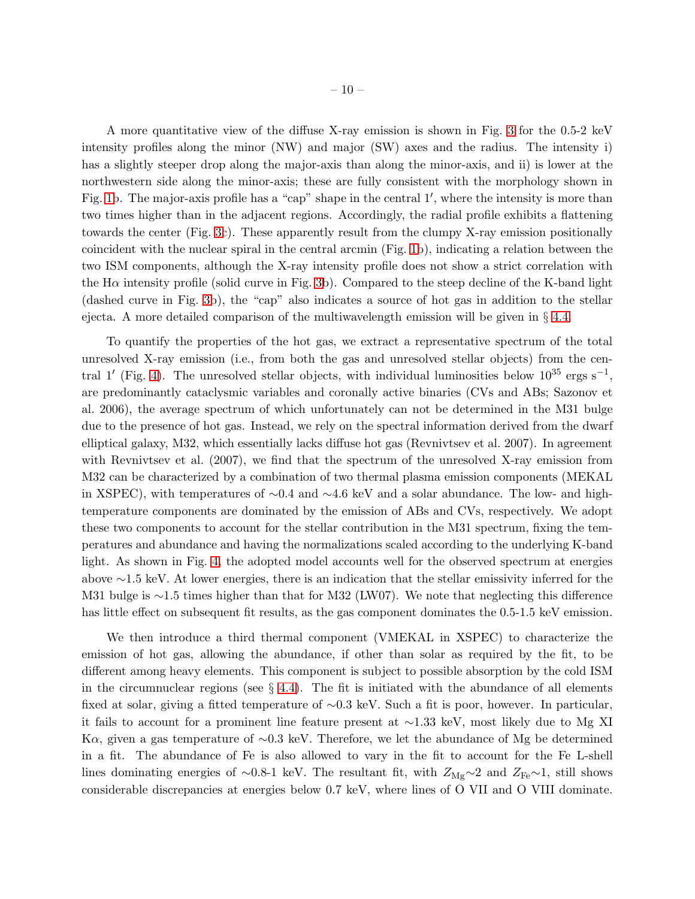A more quantitative view of the diffuse X-ray emission is shown in Fig. 3 for the 0.5-2 keV intensity profiles along the minor (NW) and major (SW) axes and the radius. The intensity i) has a slightly steeper drop along the major-axis than along the minor-axis, and ii) is lower at the northwestern side along the minor-axis; these are fully consistent with the morphology shown in Fig. 1b. The major-axis profile has a "cap" shape in the central $1'$, where the intensity is more than two times higher than in the adjacent regions. Accordingly, the radial profile exhibits a flattening towards the center (Fig. 3c). These apparently result from the clumpy X-ray emission positionally coincident with the nuclear spiral in the central arcmin (Fig. 1b), indicating a relation between the two ISM components, although the X-ray intensity profile does not show a strict correlation with the H$\alpha$ intensity profile (solid curve in Fig. 3b). Compared to the steep decline of the K-band light (dashed curve in Fig. 3b), the "cap" also indicates a source of hot gas in addition to the stellar ejecta. A more detailed comparison of the multiwavelength emission will be given in § 4.4.

To quantify the properties of the hot gas, we extract a representative spectrum of the total unresolved X-ray emission (i.e., from both the gas and unresolved stellar objects) from the central $1'$ (Fig. 4). The unresolved stellar objects, with individual luminosities below $10^{35}$ ergs s$^{-1}$, are predominantly cataclysmic variables and coronally active binaries (CVs and ABs; Sazonov et al. 2006), the average spectrum of which unfortunately can not be determined in the M31 bulge due to the presence of hot gas. Instead, we rely on the spectral information derived from the dwarf elliptical galaxy, M32, which essentially lacks diffuse hot gas (Revnivtsev et al. 2007). In agreement with Revnivtsev et al. (2007), we find that the spectrum of the unresolved X-ray emission from M32 can be characterized by a combination of two thermal plasma emission components (MEKAL in XSPEC), with temperatures of $\sim$0.4 and $\sim$4.6 keV and a solar abundance. The low- and high-temperature components are dominated by the emission of ABs and CVs, respectively. We adopt these two components to account for the stellar contribution in the M31 spectrum, fixing the temperatures and abundance and having the normalizations scaled according to the underlying K-band light. As shown in Fig. 4, the adopted model accounts well for the observed spectrum at energies above $\sim$1.5 keV. At lower energies, there is an indication that the stellar emissivity inferred for the M31 bulge is $\sim$1.5 times higher than that for M32 (LW07). We note that neglecting this difference has little effect on subsequent fit results, as the gas component dominates the 0.5-1.5 keV emission.

We then introduce a third thermal component (VMEKAL in XSPEC) to characterize the emission of hot gas, allowing the abundance, if other than solar as required by the fit, to be different among heavy elements. This component is subject to possible absorption by the cold ISM in the circumnuclear regions (see § 4.4). The fit is initiated with the abundance of all elements fixed at solar, giving a fitted temperature of $\sim$0.3 keV. Such a fit is poor, however. In particular, it fails to account for a prominent line feature present at $\sim$1.33 keV, most likely due to Mg XI K$\alpha$, given a gas temperature of $\sim$0.3 keV. Therefore, we let the abundance of Mg be determined in a fit. The abundance of Fe is also allowed to vary in the fit to account for the Fe L-shell lines dominating energies of $\sim$0.8-1 keV. The resultant fit, with $Z_{\rm Mg}\sim2$ and $Z_{\rm Fe}\sim1$, still shows considerable discrepancies at energies below 0.7 keV, where lines of O VII and O VIII dominate.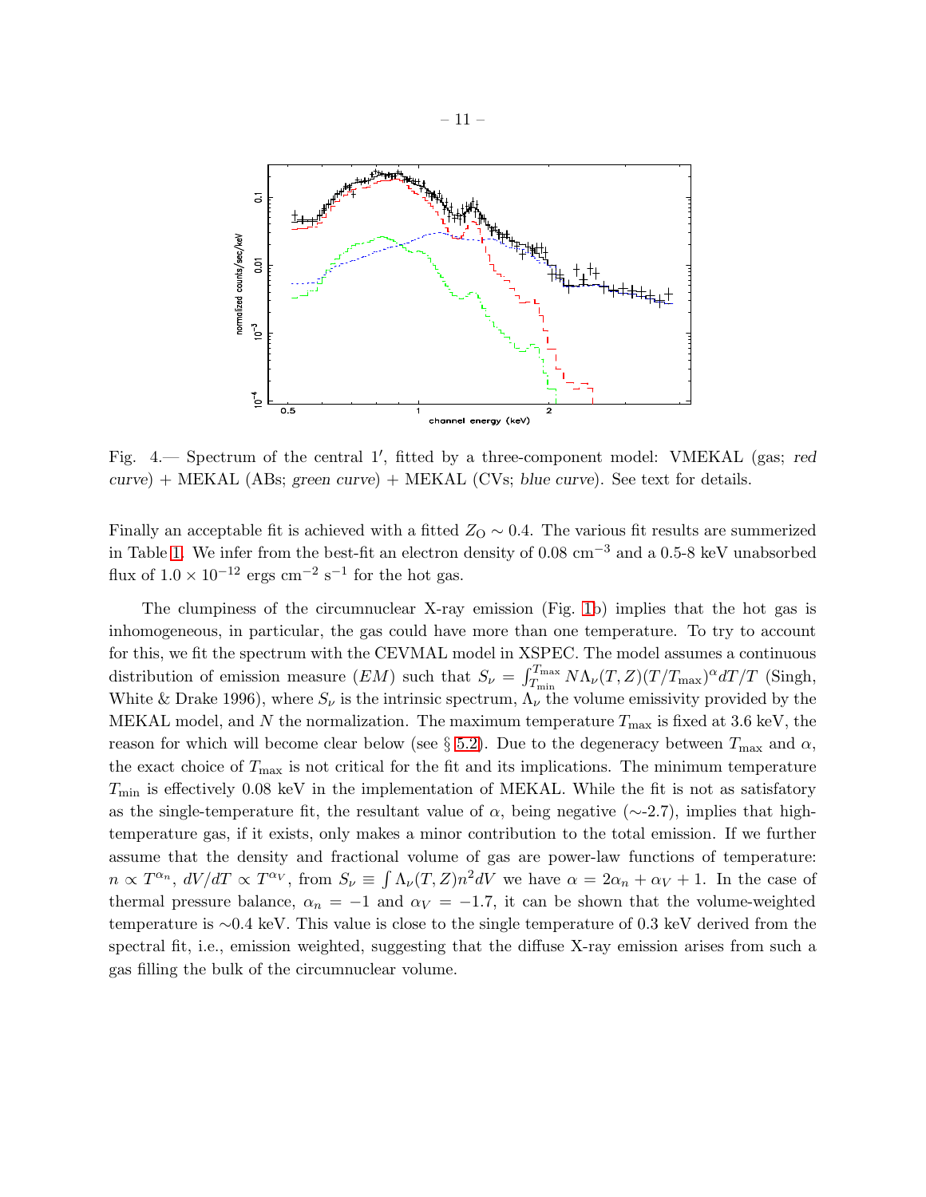Fig. 4.— Spectrum of the central 1′, fitted by a three-component model: VMEKAL (gas; *red curve*) + MEKAL (ABs; *green curve*) + MEKAL (CVs; *blue curve*). See text for details.

Finally an acceptable fit is achieved with a fitted $Z_{\rm O} \sim 0.4$. The various fit results are summerized in Table 1. We infer from the best-fit an electron density of 0.08 $\rm cm^{-3}$ and a 0.5-8 keV unabsorbed flux of $1.0 \times 10^{-12}$ ergs $\rm cm^{-2}$ $\rm s^{-1}$ for the hot gas.

The clumpiness of the circumnuclear X-ray emission (Fig. 1b) implies that the hot gas is inhomogeneous, in particular, the gas could have more than one temperature. To try to account for this, we fit the spectrum with the CEVMAL model in XSPEC. The model assumes a continuous distribution of emission measure ($EM$) such that $S_\nu = \int_{T_{\rm min}}^{T_{\rm max}} N \Lambda_\nu(T,Z)(T/T_{\rm max})^\alpha dT/T$ (Singh, White & Drake 1996), where $S_\nu$ is the intrinsic spectrum, $\Lambda_\nu$ the volume emissivity provided by the MEKAL model, and $N$ the normalization. The maximum temperature $T_{\rm max}$ is fixed at 3.6 keV, the reason for which will become clear below (see § 5.2). Due to the degeneracy between $T_{\rm max}$ and $\alpha$, the exact choice of $T_{\rm max}$ is not critical for the fit and its implications. The minimum temperature $T_{\rm min}$ is effectively 0.08 keV in the implementation of MEKAL. While the fit is not as satisfatory as the single-temperature fit, the resultant value of $\alpha$, being negative ($\sim$-2.7), implies that high-temperature gas, if it exists, only makes a minor contribution to the total emission. If we further assume that the density and fractional volume of gas are power-law functions of temperature: $n \propto T^{\alpha_n}$, $dV/dT \propto T^{\alpha_V}$, from $S_\nu \equiv \int \Lambda_\nu(T,Z) n^2 dV$ we have $\alpha = 2\alpha_n + \alpha_V + 1$. In the case of thermal pressure balance, $\alpha_n = -1$ and $\alpha_V = -1.7$, it can be shown that the volume-weighted temperature is $\sim$0.4 keV. This value is close to the single temperature of 0.3 keV derived from the spectral fit, i.e., emission weighted, suggesting that the diffuse X-ray emission arises from such a gas filling the bulk of the circumnuclear volume.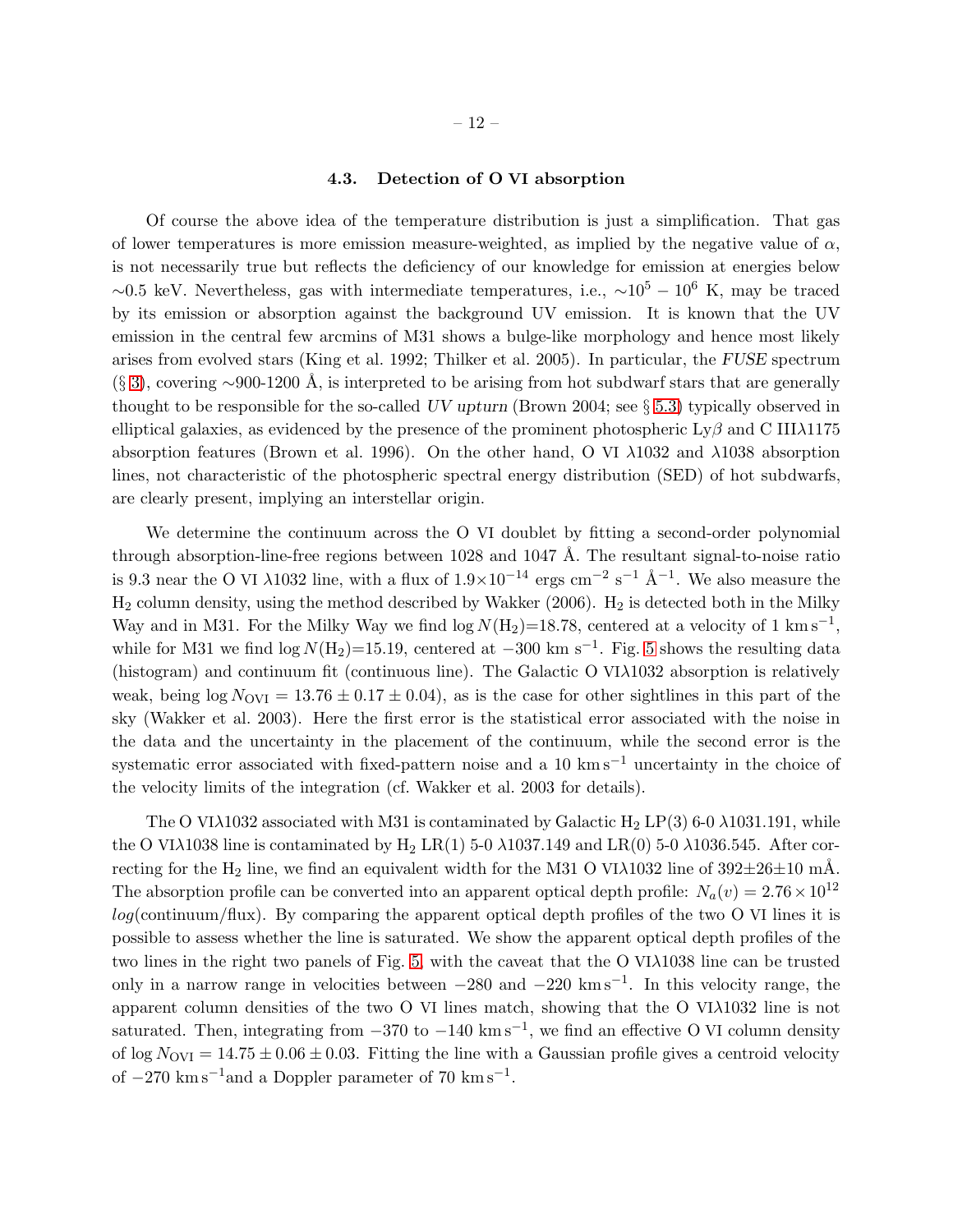### 4.3. Detection of O VI absorption

Of course the above idea of the temperature distribution is just a simplification. That gas of lower temperatures is more emission measure-weighted, as implied by the negative value of $\alpha$, is not necessarily true but reflects the deficiency of our knowledge for emission at energies below $\sim$0.5 keV. Nevertheless, gas with intermediate temperatures, i.e., $\sim 10^5 - 10^6$ K, may be traced by its emission or absorption against the background UV emission. It is known that the UV emission in the central few arcmins of M31 shows a bulge-like morphology and hence most likely arises from evolved stars (King et al. 1992; Thilker et al. 2005). In particular, the *FUSE* spectrum (§ 3), covering $\sim$900-1200 Å, is interpreted to be arising from hot subdwarf stars that are generally thought to be responsible for the so-called *UV upturn* (Brown 2004; see § 5.3) typically observed in elliptical galaxies, as evidenced by the presence of the prominent photospheric Ly$\beta$ and C III$\lambda$1175 absorption features (Brown et al. 1996). On the other hand, O VI $\lambda$1032 and $\lambda$1038 absorption lines, not characteristic of the photospheric spectral energy distribution (SED) of hot subdwarfs, are clearly present, implying an interstellar origin.

We determine the continuum across the O VI doublet by fitting a second-order polynomial through absorption-line-free regions between 1028 and 1047 Å. The resultant signal-to-noise ratio is 9.3 near the O VI $\lambda$1032 line, with a flux of $1.9\times10^{-14}$ ergs cm$^{-2}$ s$^{-1}$ Å$^{-1}$. We also measure the $H_2$ column density, using the method described by Wakker (2006). $H_2$ is detected both in the Milky Way and in M31. For the Milky Way we find $\log N(H_2)$=18.78, centered at a velocity of 1 km s$^{-1}$, while for M31 we find $\log N(H_2)$=15.19, centered at $-300$ km s$^{-1}$. Fig. 5 shows the resulting data (histogram) and continuum fit (continuous line). The Galactic O VI$\lambda$1032 absorption is relatively weak, being $\log N_{\rm OVI} = 13.76 \pm 0.17 \pm 0.04$), as is the case for other sightlines in this part of the sky (Wakker et al. 2003). Here the first error is the statistical error associated with the noise in the data and the uncertainty in the placement of the continuum, while the second error is the systematic error associated with fixed-pattern noise and a 10 km s$^{-1}$ uncertainty in the choice of the velocity limits of the integration (cf. Wakker et al. 2003 for details).

The O VI$\lambda$1032 associated with M31 is contaminated by Galactic $H_2$ LP(3) 6-0 $\lambda$1031.191, while the O VI$\lambda$1038 line is contaminated by $H_2$ LR(1) 5-0 $\lambda$1037.149 and LR(0) 5-0 $\lambda$1036.545. After correcting for the $H_2$ line, we find an equivalent width for the M31 O VI$\lambda$1032 line of 392$\pm$26$\pm$10 mÅ. The absorption profile can be converted into an apparent optical depth profile: $N_a(v) = 2.76\times10^{12}$ *log*(continuum/flux). By comparing the apparent optical depth profiles of the two O VI lines it is possible to assess whether the line is saturated. We show the apparent optical depth profiles of the two lines in the right two panels of Fig. 5, with the caveat that the O VI$\lambda$1038 line can be trusted only in a narrow range in velocities between $-280$ and $-220$ km s$^{-1}$. In this velocity range, the apparent column densities of the two O VI lines match, showing that the O VI$\lambda$1032 line is not saturated. Then, integrating from $-370$ to $-140$ km s$^{-1}$, we find an effective O VI column density of $\log N_{\rm OVI} = 14.75 \pm 0.06 \pm 0.03$. Fitting the line with a Gaussian profile gives a centroid velocity of $-270$ km s$^{-1}$and a Doppler parameter of 70 km s$^{-1}$.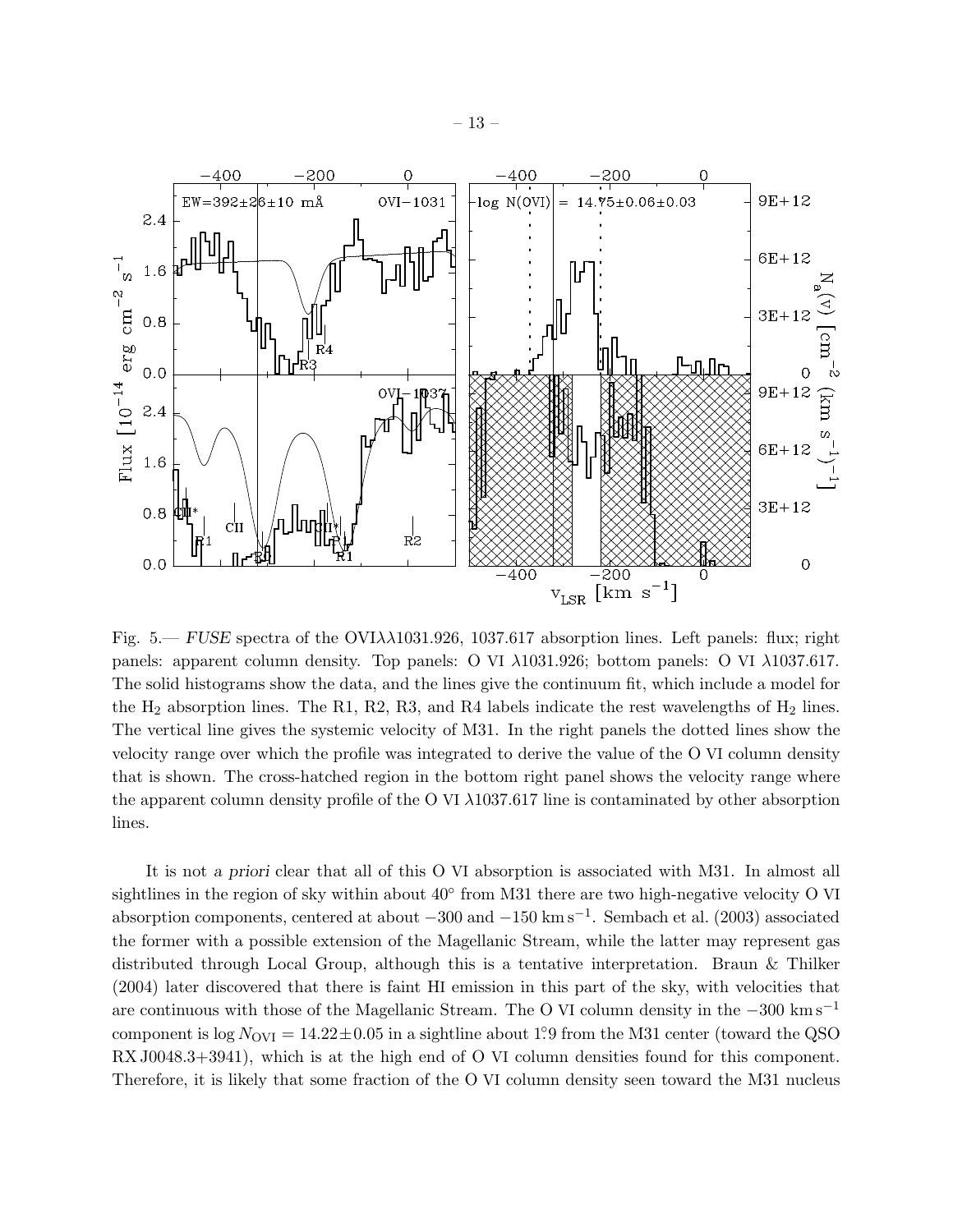Fig. 5.— *FUSE* spectra of the OVI$\lambda\lambda$1031.926, 1037.617 absorption lines. Left panels: flux; right panels: apparent column density. Top panels: O VI $\lambda$1031.926; bottom panels: O VI $\lambda$1037.617. The solid histograms show the data, and the lines give the continuum fit, which include a model for the $H_2$ absorption lines. The R1, R2, R3, and R4 labels indicate the rest wavelengths of $H_2$ lines. The vertical line gives the systemic velocity of M31. In the right panels the dotted lines show the velocity range over which the profile was integrated to derive the value of the O VI column density that is shown. The cross-hatched region in the bottom right panel shows the velocity range where the apparent column density profile of the O VI $\lambda$1037.617 line is contaminated by other absorption lines.

It is not *a priori* clear that all of this O VI absorption is associated with M31. In almost all sightlines in the region of sky within about 40° from M31 there are two high-negative velocity O VI absorption components, centered at about $-300$ and $-150$ km s$^{-1}$. Sembach et al. (2003) associated the former with a possible extension of the Magellanic Stream, while the latter may represent gas distributed through Local Group, although this is a tentative interpretation. Braun & Thilker (2004) later discovered that there is faint HI emission in this part of the sky, with velocities that are continuous with those of the Magellanic Stream. The O VI column density in the $-300$ km s$^{-1}$ component is $\log N_{\rm OVI} = 14.22 \pm 0.05$ in a sightline about 1.°9 from the M31 center (toward the QSO RX J0048.3+3941), which is at the high end of O VI column densities found for this component. Therefore, it is likely that some fraction of the O VI column density seen toward the M31 nucleus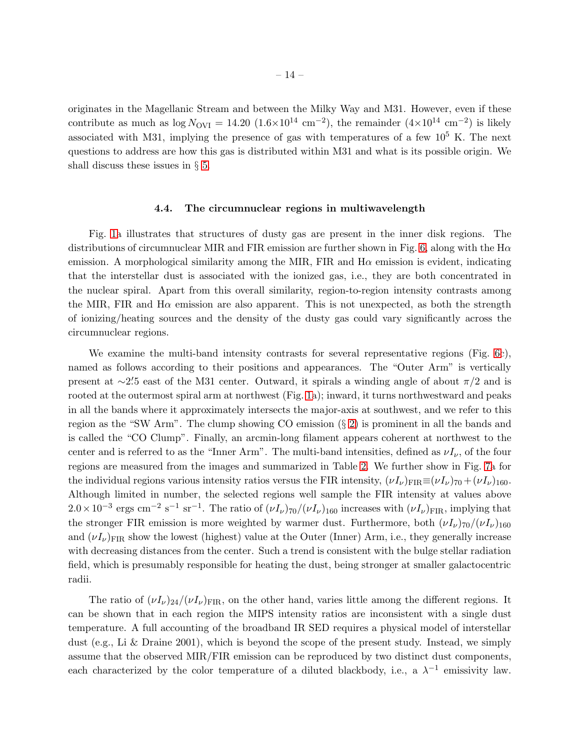originates in the Magellanic Stream and between the Milky Way and M31. However, even if these contribute as much as $\log N_{\rm OVI} = 14.20$ ($1.6\times10^{14}$ cm$^{-2}$), the remainder ($4\times10^{14}$ cm$^{-2}$) is likely associated with M31, implying the presence of gas with temperatures of a few $10^5$ K. The next questions to address are how this gas is distributed within M31 and what is its possible origin. We shall discuss these issues in § 5.

### 4.4. The circumnuclear regions in multiwavelength

Fig. 1a illustrates that structures of dusty gas are present in the inner disk regions. The distributions of circumnuclear MIR and FIR emission are further shown in Fig. 6, along with the H$\alpha$ emission. A morphological similarity among the MIR, FIR and H$\alpha$ emission is evident, indicating that the interstellar dust is associated with the ionized gas, i.e., they are both concentrated in the nuclear spiral. Apart from this overall similarity, region-to-region intensity contrasts among the MIR, FIR and H$\alpha$ emission are also apparent. This is not unexpected, as both the strength of ionizing/heating sources and the density of the dusty gas could vary significantly across the circumnuclear regions.

We examine the multi-band intensity contrasts for several representative regions (Fig. 6c), named as follows according to their positions and appearances. The "Outer Arm" is vertically present at $\sim2\overset{\prime}{.}5$ east of the M31 center. Outward, it spirals a winding angle of about $\pi/2$ and is rooted at the outermost spiral arm at northwest (Fig. 1a); inward, it turns northwestward and peaks in all the bands where it approximately intersects the major-axis at southwest, and we refer to this region as the "SW Arm". The clump showing CO emission (§ 2) is prominent in all the bands and is called the "CO Clump". Finally, an arcmin-long filament appears coherent at northwest to the center and is referred to as the "Inner Arm". The multi-band intensities, defined as $\nu I_\nu$, of the four regions are measured from the images and summarized in Table 2. We further show in Fig. 7a for the individual regions various intensity ratios versus the FIR intensity, $(\nu I_\nu)_{\rm FIR}\equiv(\nu I_\nu)_{70}+(\nu I_\nu)_{160}$. Although limited in number, the selected regions well sample the FIR intensity at values above $2.0\times10^{-3}$ ergs cm$^{-2}$ s$^{-1}$ sr$^{-1}$. The ratio of $(\nu I_\nu)_{70}/(\nu I_\nu)_{160}$ increases with $(\nu I_\nu)_{\rm FIR}$, implying that the stronger FIR emission is more weighted by warmer dust. Furthermore, both $(\nu I_\nu)_{70}/(\nu I_\nu)_{160}$ and $(\nu I_\nu)_{\rm FIR}$ show the lowest (highest) value at the Outer (Inner) Arm, i.e., they generally increase with decreasing distances from the center. Such a trend is consistent with the bulge stellar radiation field, which is presumably responsible for heating the dust, being stronger at smaller galactocentric radii.

The ratio of $(\nu I_\nu)_{24}/(\nu I_\nu)_{\rm FIR}$, on the other hand, varies little among the different regions. It can be shown that in each region the MIPS intensity ratios are inconsistent with a single dust temperature. A full accounting of the broadband IR SED requires a physical model of interstellar dust (e.g., Li & Draine 2001), which is beyond the scope of the present study. Instead, we simply assume that the observed MIR/FIR emission can be reproduced by two distinct dust components, each characterized by the color temperature of a diluted blackbody, i.e., a $\lambda^{-1}$ emissivity law.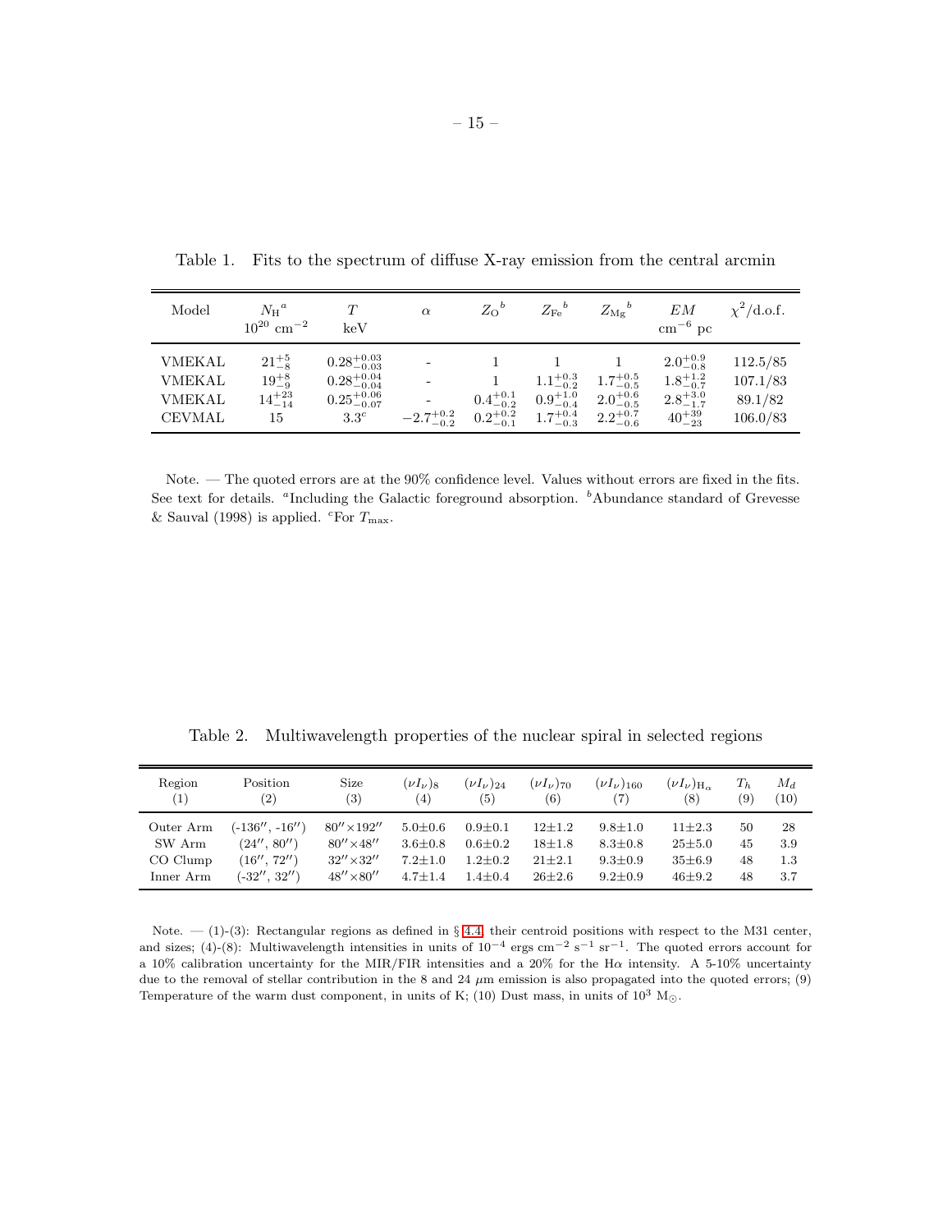Table 1. Fits to the spectrum of diffuse X-ray emission from the central arcmin

| Model | $N_{\rm H}$[a] $10^{20}$ cm$^{-2}$ | $T$ keV | $\alpha$ | $Z_{\rm O}$[b] | $Z_{\rm Fe}$[b] | $Z_{\rm Mg}$[b] | $EM$ cm$^{-6}$ pc | $\chi^2$/d.o.f. |
|---|---|---|---|---|---|---|---|---|
| VMEKAL | $21^{+5}_{-8}$ | $0.28^{+0.03}_{-0.03}$ | - | 1 | 1 | 1 | $2.0^{+0.9}_{-0.8}$ | 112.5/85 |
| VMEKAL | $19^{+8}_{-9}$ | $0.28^{+0.04}_{-0.04}$ | - | 1 | $1.1^{+0.3}_{-0.2}$ | $1.7^{+0.5}_{-0.5}$ | $1.8^{+1.2}_{-0.7}$ | 107.1/83 |
| VMEKAL | $14^{+23}_{-14}$ | $0.25^{+0.06}_{-0.07}$ | - | $0.4^{+0.1}_{-0.2}$ | $0.9^{+1.0}_{-0.4}$ | $2.0^{+0.6}_{-0.5}$ | $2.8^{+3.0}_{-1.7}$ | 89.1/82 |
| CEVMAL | 15 | 3.3[c] | $-2.7^{+0.2}_{-0.2}$ | $0.2^{+0.2}_{-0.1}$ | $1.7^{+0.4}_{-0.3}$ | $2.2^{+0.7}_{-0.6}$ | $40^{+39}_{-23}$ | 106.0/83 |

Note. — The quoted errors are at the 90% confidence level. Values without errors are fixed in the fits. See text for details. [a]Including the Galactic foreground absorption. [b]Abundance standard of Grevesse & Sauval (1998) is applied. [c]For $T_{\rm max}$.

Table 2. Multiwavelength properties of the nuclear spiral in selected regions

| Region (1) | Position (2) | Size (3) | $(\nu I_\nu)_8$ (4) | $(\nu I_\nu)_{24}$ (5) | $(\nu I_\nu)_{70}$ (6) | $(\nu I_\nu)_{160}$ (7) | $(\nu I_\nu)_{\rm H_\alpha}$ (8) | $T_h$ (9) | $M_d$ (10) |
|---|---|---|---|---|---|---|---|---|---|
| Outer Arm | (-136″, -16″) | 80″×192″ | 5.0±0.6 | 0.9±0.1 | 12±1.2 | 9.8±1.0 | 11±2.3 | 50 | 28 |
| SW Arm | (24″, 80″) | 80″×48″ | 3.6±0.8 | 0.6±0.2 | 18±1.8 | 8.3±0.8 | 25±5.0 | 45 | 3.9 |
| CO Clump | (16″, 72″) | 32″×32″ | 7.2±1.0 | 1.2±0.2 | 21±2.1 | 9.3±0.9 | 35±6.9 | 48 | 1.3 |
| Inner Arm | (-32″, 32″) | 48″×80″ | 4.7±1.4 | 1.4±0.4 | 26±2.6 | 9.2±0.9 | 46±9.2 | 48 | 3.7 |

Note. — (1)-(3): Rectangular regions as defined in § 4.4, their centroid positions with respect to the M31 center, and sizes; (4)-(8): Multiwavelength intensities in units of $10^{-4}$ ergs cm$^{-2}$ s$^{-1}$ sr$^{-1}$. The quoted errors account for a 10% calibration uncertainty for the MIR/FIR intensities and a 20% for the Hα intensity. A 5-10% uncertainty due to the removal of stellar contribution in the 8 and 24 $\mu$m emission is also propagated into the quoted errors; (9) Temperature of the warm dust component, in units of K; (10) Dust mass, in units of $10^3$ M$_\odot$.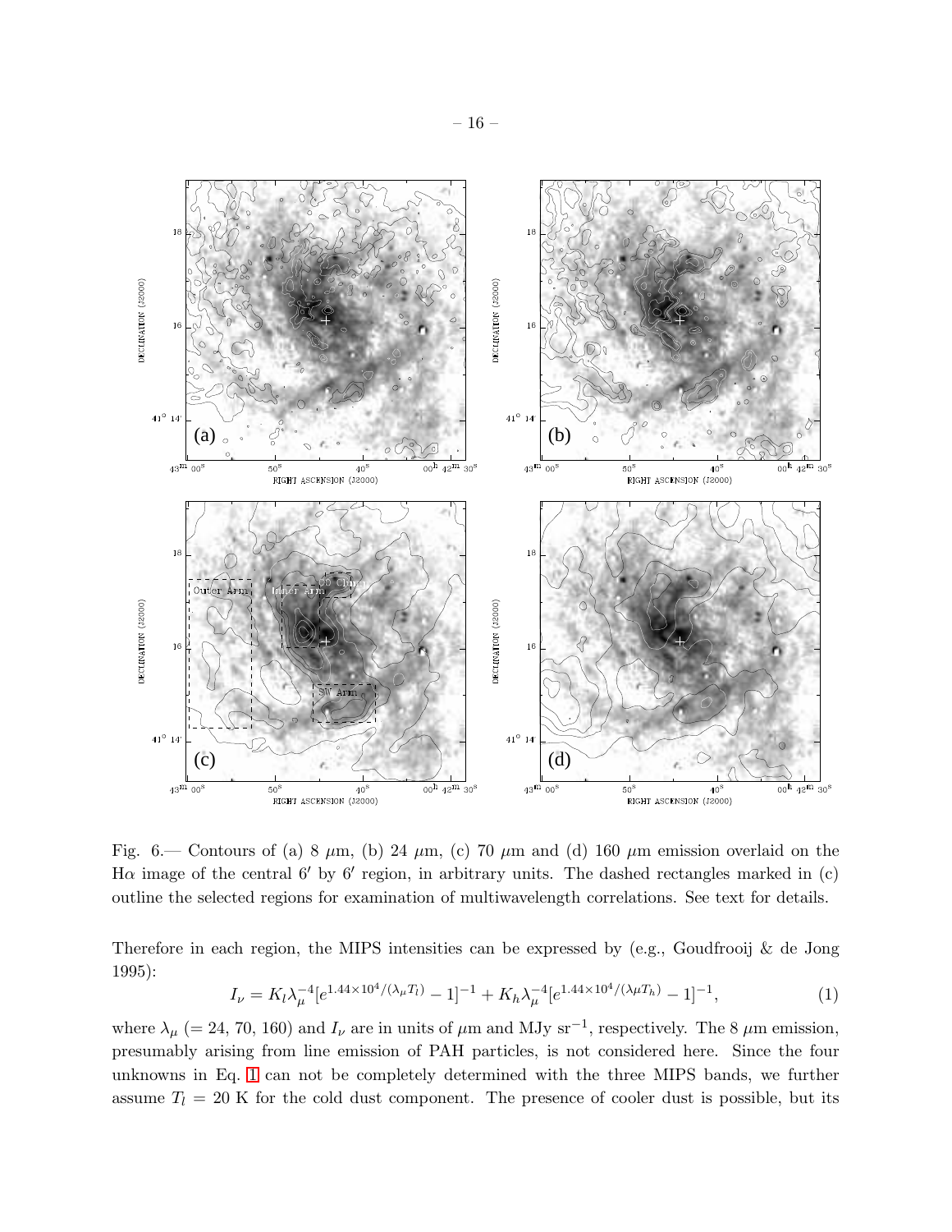Fig. 6.— Contours of (a) 8 $\mu$m, (b) 24 $\mu$m, (c) 70 $\mu$m and (d) 160 $\mu$m emission overlaid on the H$\alpha$ image of the central $6'$ by $6'$ region, in arbitrary units. The dashed rectangles marked in (c) outline the selected regions for examination of multiwavelength correlations. See text for details.

Therefore in each region, the MIPS intensities can be expressed by (e.g., Goudfrooij & de Jong 1995):

$$I_\nu = K_l \lambda_\mu^{-4} [e^{1.44\times10^4/(\lambda_\mu T_l)} - 1]^{-1} + K_h \lambda_\mu^{-4} [e^{1.44\times10^4/(\lambda\mu T_h)} - 1]^{-1}, \tag{1}$$

where $\lambda_\mu$ (= 24, 70, 160) and $I_\nu$ are in units of $\mu$m and MJy sr$^{-1}$, respectively. The 8 $\mu$m emission, presumably arising from line emission of PAH particles, is not considered here. Since the four unknowns in Eq. 1 can not be completely determined with the three MIPS bands, we further assume $T_l = 20$ K for the cold dust component. The presence of cooler dust is possible, but its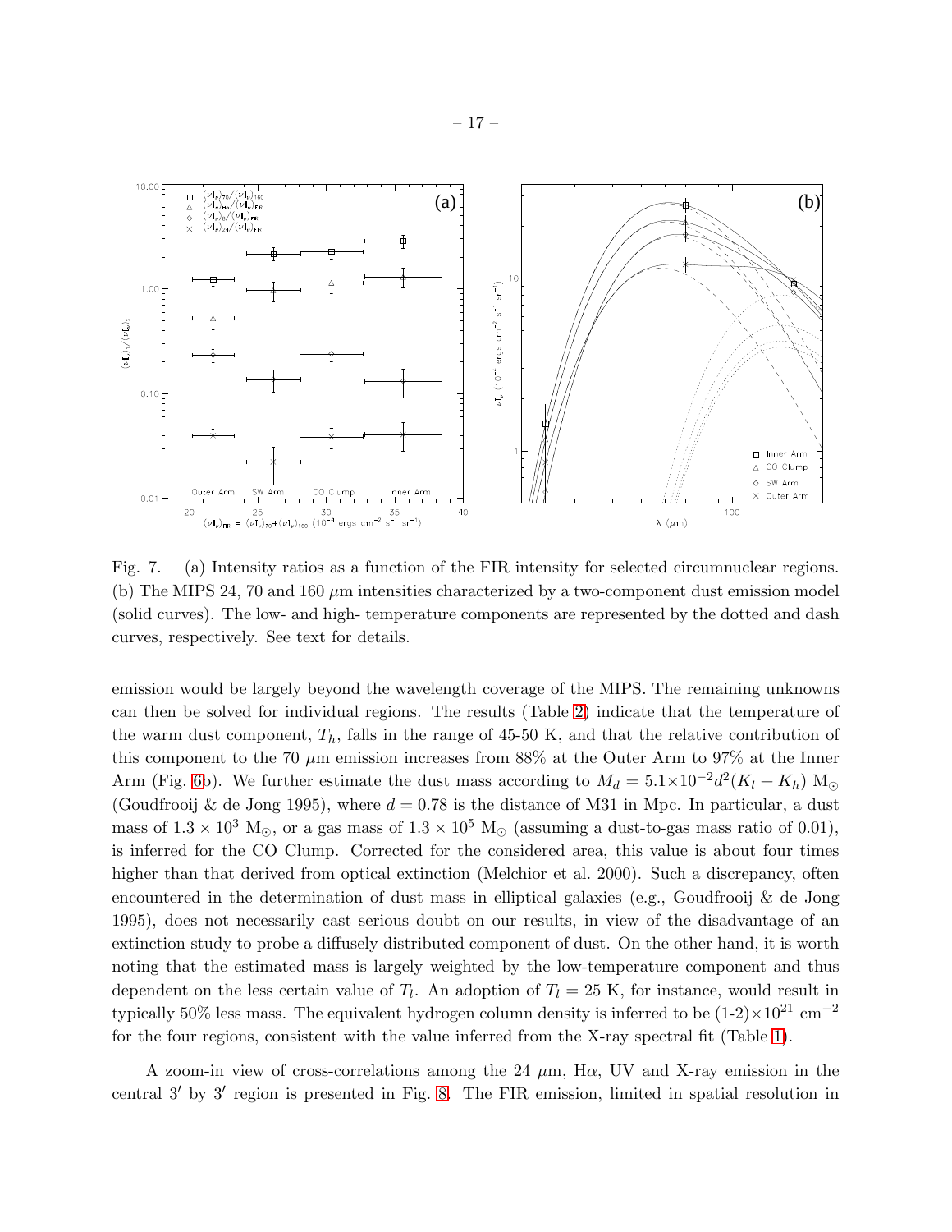Fig. 7.— (a) Intensity ratios as a function of the FIR intensity for selected circumnuclear regions. (b) The MIPS 24, 70 and 160 $\mu$m intensities characterized by a two-component dust emission model (solid curves). The low- and high- temperature components are represented by the dotted and dash curves, respectively. See text for details.

emission would be largely beyond the wavelength coverage of the MIPS. The remaining unknowns can then be solved for individual regions. The results (Table 2) indicate that the temperature of the warm dust component, $T_h$, falls in the range of 45-50 K, and that the relative contribution of this component to the 70 $\mu$m emission increases from 88% at the Outer Arm to 97% at the Inner Arm (Fig. 6b). We further estimate the dust mass according to $M_d = 5.1{\times}10^{-2}d^2(K_l + K_h)$ M$_\odot$ (Goudfrooij & de Jong 1995), where $d = 0.78$ is the distance of M31 in Mpc. In particular, a dust mass of $1.3 \times 10^3$ M$_\odot$, or a gas mass of $1.3 \times 10^5$ M$_\odot$ (assuming a dust-to-gas mass ratio of 0.01), is inferred for the CO Clump. Corrected for the considered area, this value is about four times higher than that derived from optical extinction (Melchior et al. 2000). Such a discrepancy, often encountered in the determination of dust mass in elliptical galaxies (e.g., Goudfrooij & de Jong 1995), does not necessarily cast serious doubt on our results, in view of the disadvantage of an extinction study to probe a diffusely distributed component of dust. On the other hand, it is worth noting that the estimated mass is largely weighted by the low-temperature component and thus dependent on the less certain value of $T_l$. An adoption of $T_l = 25$ K, for instance, would result in typically 50% less mass. The equivalent hydrogen column density is inferred to be (1-2)$\times 10^{21}$ cm$^{-2}$ for the four regions, consistent with the value inferred from the X-ray spectral fit (Table 1).

A zoom-in view of cross-correlations among the 24 $\mu$m, H$\alpha$, UV and X-ray emission in the central $3'$ by $3'$ region is presented in Fig. 8. The FIR emission, limited in spatial resolution in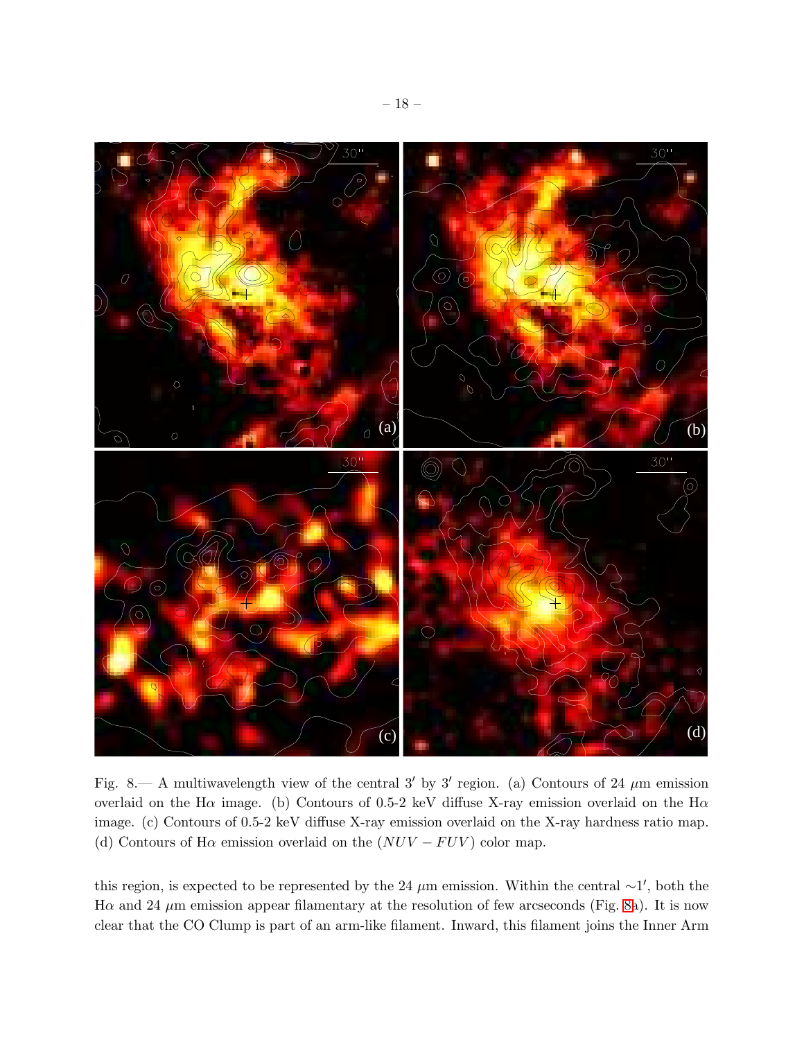Fig. 8.— A multiwavelength view of the central 3′ by 3′ region. (a) Contours of 24 $\mu$m emission overlaid on the H$\alpha$ image. (b) Contours of 0.5-2 keV diffuse X-ray emission overlaid on the H$\alpha$ image. (c) Contours of 0.5-2 keV diffuse X-ray emission overlaid on the X-ray hardness ratio map. (d) Contours of H$\alpha$ emission overlaid on the $(NUV - FUV)$ color map.

this region, is expected to be represented by the 24 $\mu$m emission. Within the central $\sim$1′, both the H$\alpha$ and 24 $\mu$m emission appear filamentary at the resolution of few arcseconds (Fig. 8a). It is now clear that the CO Clump is part of an arm-like filament. Inward, this filament joins the Inner Arm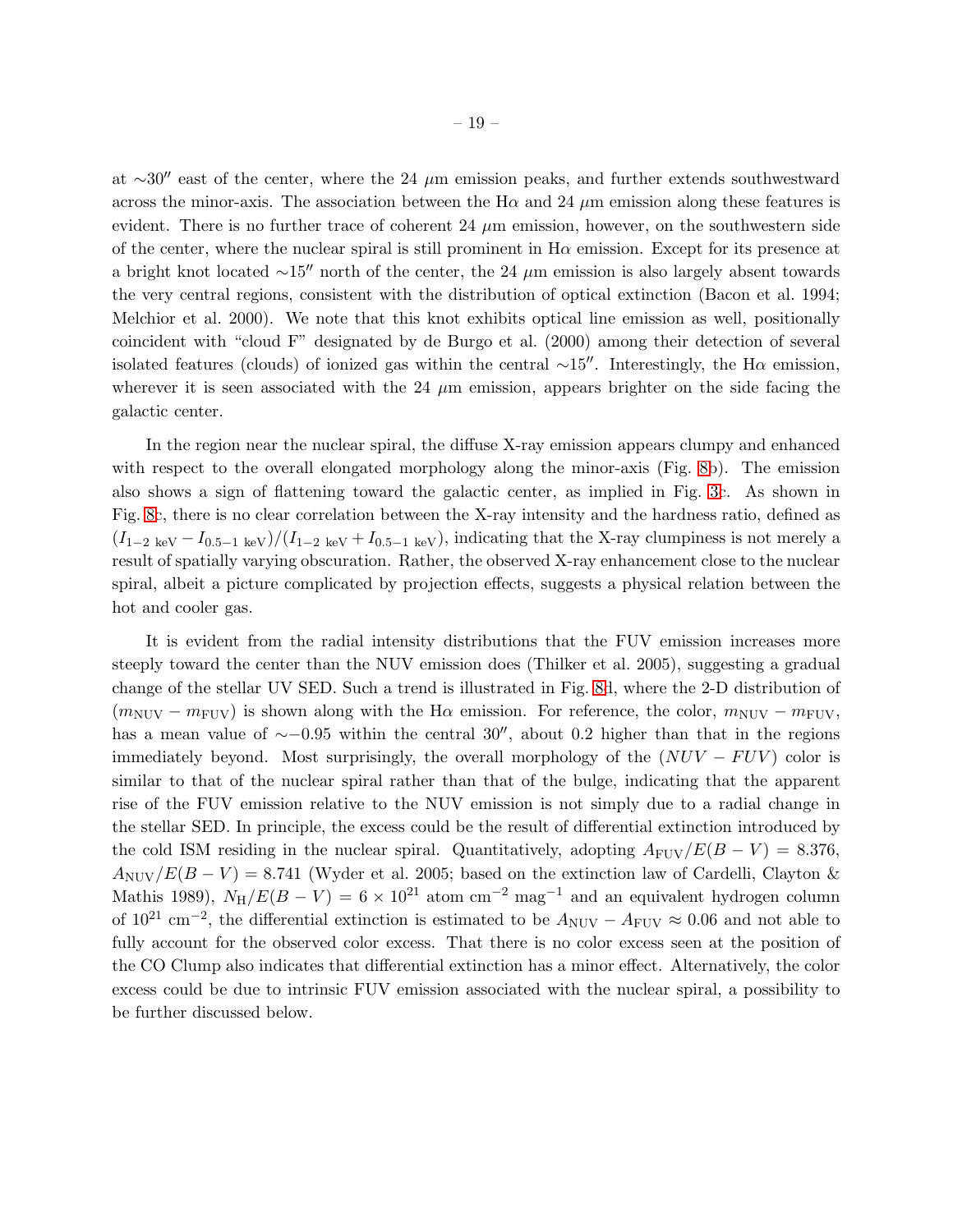at $\sim 30''$ east of the center, where the 24 $\mu$m emission peaks, and further extends southwestward across the minor-axis. The association between the H$\alpha$ and 24 $\mu$m emission along these features is evident. There is no further trace of coherent 24 $\mu$m emission, however, on the southwestern side of the center, where the nuclear spiral is still prominent in H$\alpha$ emission. Except for its presence at a bright knot located $\sim 15''$ north of the center, the 24 $\mu$m emission is also largely absent towards the very central regions, consistent with the distribution of optical extinction (Bacon et al. 1994; Melchior et al. 2000). We note that this knot exhibits optical line emission as well, positionally coincident with "cloud F" designated by de Burgo et al. (2000) among their detection of several isolated features (clouds) of ionized gas within the central $\sim 15''$. Interestingly, the H$\alpha$ emission, wherever it is seen associated with the 24 $\mu$m emission, appears brighter on the side facing the galactic center.

In the region near the nuclear spiral, the diffuse X-ray emission appears clumpy and enhanced with respect to the overall elongated morphology along the minor-axis (Fig. 8b). The emission also shows a sign of flattening toward the galactic center, as implied in Fig. 3c. As shown in Fig. 8c, there is no clear correlation between the X-ray intensity and the hardness ratio, defined as $(I_{1-2\ \mathrm{keV}} - I_{0.5-1\ \mathrm{keV}})/(I_{1-2\ \mathrm{keV}} + I_{0.5-1\ \mathrm{keV}})$, indicating that the X-ray clumpiness is not merely a result of spatially varying obscuration. Rather, the observed X-ray enhancement close to the nuclear spiral, albeit a picture complicated by projection effects, suggests a physical relation between the hot and cooler gas.

It is evident from the radial intensity distributions that the FUV emission increases more steeply toward the center than the NUV emission does (Thilker et al. 2005), suggesting a gradual change of the stellar UV SED. Such a trend is illustrated in Fig. 8d, where the 2-D distribution of $(m_{\mathrm{NUV}} - m_{\mathrm{FUV}})$ is shown along with the H$\alpha$ emission. For reference, the color, $m_{\mathrm{NUV}} - m_{\mathrm{FUV}}$, has a mean value of $\sim -0.95$ within the central $30''$, about 0.2 higher than that in the regions immediately beyond. Most surprisingly, the overall morphology of the $(NUV - FUV)$ color is similar to that of the nuclear spiral rather than that of the bulge, indicating that the apparent rise of the FUV emission relative to the NUV emission is not simply due to a radial change in the stellar SED. In principle, the excess could be the result of differential extinction introduced by the cold ISM residing in the nuclear spiral. Quantitatively, adopting $A_{\mathrm{FUV}}/E(B-V) = 8.376$, $A_{\mathrm{NUV}}/E(B-V) = 8.741$ (Wyder et al. 2005; based on the extinction law of Cardelli, Clayton & Mathis 1989), $N_{\mathrm{H}}/E(B-V) = 6 \times 10^{21}$ atom cm$^{-2}$ mag$^{-1}$ and an equivalent hydrogen column of $10^{21}$ cm$^{-2}$, the differential extinction is estimated to be $A_{\mathrm{NUV}} - A_{\mathrm{FUV}} \approx 0.06$ and not able to fully account for the observed color excess. That there is no color excess seen at the position of the CO Clump also indicates that differential extinction has a minor effect. Alternatively, the color excess could be due to intrinsic FUV emission associated with the nuclear spiral, a possibility to be further discussed below.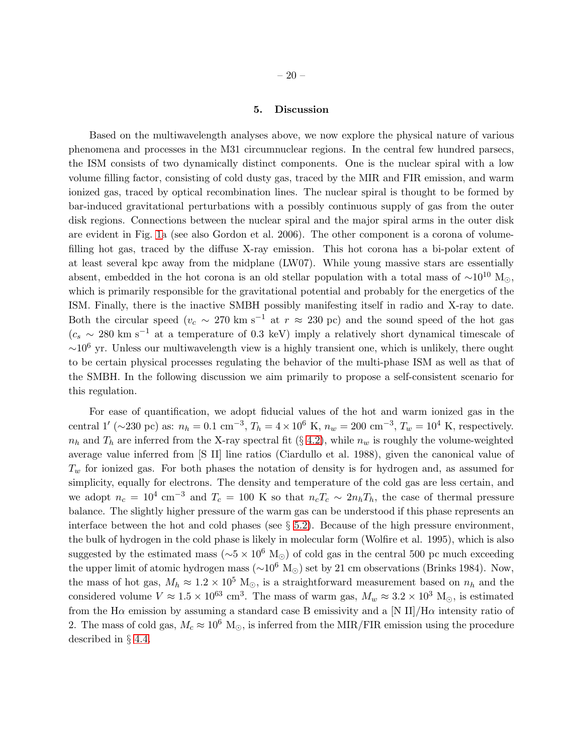## 5. Discussion

Based on the multiwavelength analyses above, we now explore the physical nature of various phenomena and processes in the M31 circumnuclear regions. In the central few hundred parsecs, the ISM consists of two dynamically distinct components. One is the nuclear spiral with a low volume filling factor, consisting of cold dusty gas, traced by the MIR and FIR emission, and warm ionized gas, traced by optical recombination lines. The nuclear spiral is thought to be formed by bar-induced gravitational perturbations with a possibly continuous supply of gas from the outer disk regions. Connections between the nuclear spiral and the major spiral arms in the outer disk are evident in Fig. 1a (see also Gordon et al. 2006). The other component is a corona of volume-filling hot gas, traced by the diffuse X-ray emission. This hot corona has a bi-polar extent of at least several kpc away from the midplane (LW07). While young massive stars are essentially absent, embedded in the hot corona is an old stellar population with a total mass of $\sim 10^{10}$ $M_{\odot}$, which is primarily responsible for the gravitational potential and probably for the energetics of the ISM. Finally, there is the inactive SMBH possibly manifesting itself in radio and X-ray to date. Both the circular speed ($v_c \sim 270$ km s$^{-1}$ at $r \approx 230$ pc) and the sound speed of the hot gas ($c_s \sim 280$ km s$^{-1}$ at a temperature of 0.3 keV) imply a relatively short dynamical timescale of $\sim 10^6$ yr. Unless our multiwavelength view is a highly transient one, which is unlikely, there ought to be certain physical processes regulating the behavior of the multi-phase ISM as well as that of the SMBH. In the following discussion we aim primarily to propose a self-consistent scenario for this regulation.

For ease of quantification, we adopt fiducial values of the hot and warm ionized gas in the central 1′ ($\sim$230 pc) as: $n_h = 0.1$ cm$^{-3}$, $T_h = 4 \times 10^6$ K, $n_w = 200$ cm$^{-3}$, $T_w = 10^4$ K, respectively. $n_h$ and $T_h$ are inferred from the X-ray spectral fit (§ 4.2), while $n_w$ is roughly the volume-weighted average value inferred from [S II] line ratios (Ciardullo et al. 1988), given the canonical value of $T_w$ for ionized gas. For both phases the notation of density is for hydrogen and, as assumed for simplicity, equally for electrons. The density and temperature of the cold gas are less certain, and we adopt $n_c = 10^4$ cm$^{-3}$ and $T_c = 100$ K so that $n_c T_c \sim 2 n_h T_h$, the case of thermal pressure balance. The slightly higher pressure of the warm gas can be understood if this phase represents an interface between the hot and cold phases (see § 5.2). Because of the high pressure environment, the bulk of hydrogen in the cold phase is likely in molecular form (Wolfire et al. 1995), which is also suggested by the estimated mass ($\sim 5 \times 10^6$ $M_{\odot}$) of cold gas in the central 500 pc much exceeding the upper limit of atomic hydrogen mass ($\sim 10^6$ $M_{\odot}$) set by 21 cm observations (Brinks 1984). Now, the mass of hot gas, $M_h \approx 1.2 \times 10^5$ $M_{\odot}$, is a straightforward measurement based on $n_h$ and the considered volume $V \approx 1.5 \times 10^{63}$ cm$^3$. The mass of warm gas, $M_w \approx 3.2 \times 10^3$ $M_{\odot}$, is estimated from the H$\alpha$ emission by assuming a standard case B emissivity and a [N II]/H$\alpha$ intensity ratio of 2. The mass of cold gas, $M_c \approx 10^6$ $M_{\odot}$, is inferred from the MIR/FIR emission using the procedure described in § 4.4.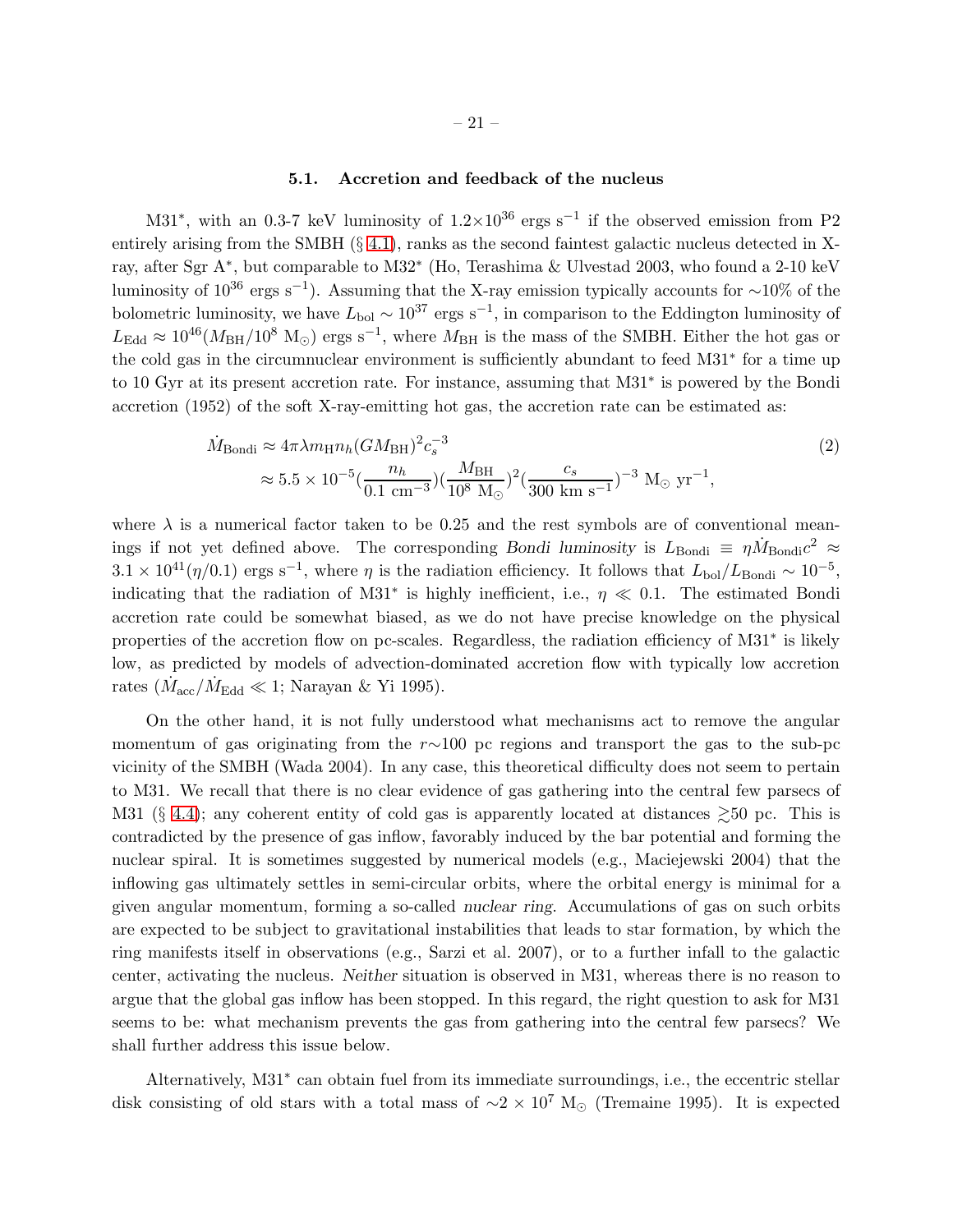### 5.1. Accretion and feedback of the nucleus

M31*, with an 0.3-7 keV luminosity of $1.2\times10^{36}$ ergs s$^{-1}$ if the observed emission from P2 entirely arising from the SMBH (§ 4.1), ranks as the second faintest galactic nucleus detected in X-ray, after Sgr A*, but comparable to M32* (Ho, Terashima & Ulvestad 2003, who found a 2-10 keV luminosity of $10^{36}$ ergs s$^{-1}$). Assuming that the X-ray emission typically accounts for $\sim$10% of the bolometric luminosity, we have $L_{\rm bol} \sim 10^{37}$ ergs s$^{-1}$, in comparison to the Eddington luminosity of $L_{\rm Edd} \approx 10^{46}(M_{\rm BH}/10^8~{\rm M_\odot})$ ergs s$^{-1}$, where $M_{\rm BH}$ is the mass of the SMBH. Either the hot gas or the cold gas in the circumnuclear environment is sufficiently abundant to feed M31* for a time up to 10 Gyr at its present accretion rate. For instance, assuming that M31* is powered by the Bondi accretion (1952) of the soft X-ray-emitting hot gas, the accretion rate can be estimated as:

$$
\begin{aligned}
\dot{M}_{\rm Bondi} &\approx 4\pi\lambda m_{\rm H} n_h (GM_{\rm BH})^2 c_s^{-3} \\
&\approx 5.5\times10^{-5}\left(\frac{n_h}{0.1~{\rm cm}^{-3}}\right)\left(\frac{M_{\rm BH}}{10^8~{\rm M_\odot}}\right)^2\left(\frac{c_s}{300~{\rm km~s^{-1}}}\right)^{-3}~{\rm M_\odot~yr^{-1}},
\end{aligned}
\tag{2}
$$

where $\lambda$ is a numerical factor taken to be 0.25 and the rest symbols are of conventional meanings if not yet defined above. The corresponding *Bondi luminosity* is $L_{\rm Bondi} \equiv \eta \dot{M}_{\rm Bondi} c^2 \approx 3.1\times10^{41}(\eta/0.1)$ ergs s$^{-1}$, where $\eta$ is the radiation efficiency. It follows that $L_{\rm bol}/L_{\rm Bondi} \sim 10^{-5}$, indicating that the radiation of M31* is highly inefficient, i.e., $\eta \ll 0.1$. The estimated Bondi accretion rate could be somewhat biased, as we do not have precise knowledge on the physical properties of the accretion flow on pc-scales. Regardless, the radiation efficiency of M31* is likely low, as predicted by models of advection-dominated accretion flow with typically low accretion rates ($\dot{M}_{\rm acc}/\dot{M}_{\rm Edd} \ll 1$; Narayan & Yi 1995).

On the other hand, it is not fully understood what mechanisms act to remove the angular momentum of gas originating from the $r\sim$100 pc regions and transport the gas to the sub-pc vicinity of the SMBH (Wada 2004). In any case, this theoretical difficulty does not seem to pertain to M31. We recall that there is no clear evidence of gas gathering into the central few parsecs of M31 (§ 4.4); any coherent entity of cold gas is apparently located at distances $\gtrsim$50 pc. This is contradicted by the presence of gas inflow, favorably induced by the bar potential and forming the nuclear spiral. It is sometimes suggested by numerical models (e.g., Maciejewski 2004) that the inflowing gas ultimately settles in semi-circular orbits, where the orbital energy is minimal for a given angular momentum, forming a so-called *nuclear ring*. Accumulations of gas on such orbits are expected to be subject to gravitational instabilities that leads to star formation, by which the ring manifests itself in observations (e.g., Sarzi et al. 2007), or to a further infall to the galactic center, activating the nucleus. *Neither* situation is observed in M31, whereas there is no reason to argue that the global gas inflow has been stopped. In this regard, the right question to ask for M31 seems to be: what mechanism prevents the gas from gathering into the central few parsecs? We shall further address this issue below.

Alternatively, M31* can obtain fuel from its immediate surroundings, i.e., the eccentric stellar disk consisting of old stars with a total mass of $\sim 2\times10^7$ M$_\odot$ (Tremaine 1995). It is expected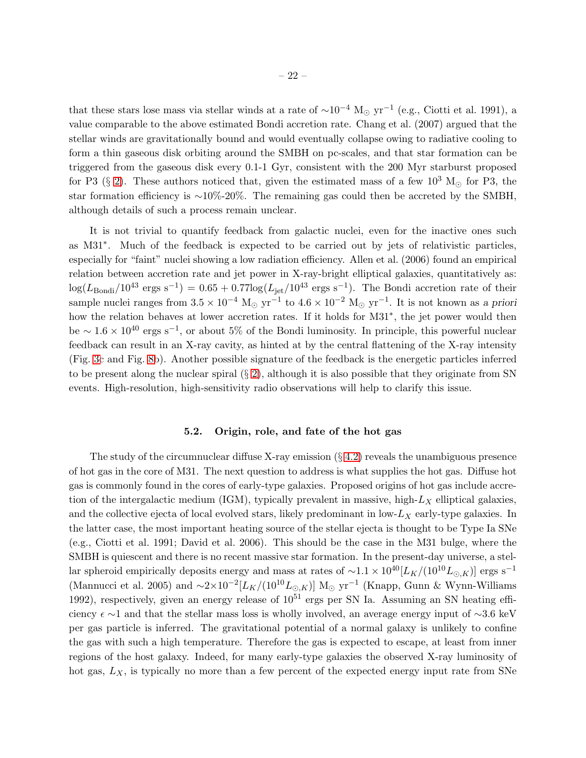that these stars lose mass via stellar winds at a rate of $\sim 10^{-4}$ $M_\odot$ yr$^{-1}$ (e.g., Ciotti et al. 1991), a value comparable to the above estimated Bondi accretion rate. Chang et al. (2007) argued that the stellar winds are gravitationally bound and would eventually collapse owing to radiative cooling to form a thin gaseous disk orbiting around the SMBH on pc-scales, and that star formation can be triggered from the gaseous disk every 0.1-1 Gyr, consistent with the 200 Myr starburst proposed for P3 (§ 2). These authors noticed that, given the estimated mass of a few $10^3$ $M_\odot$ for P3, the star formation efficiency is $\sim$10%-20%. The remaining gas could then be accreted by the SMBH, although details of such a process remain unclear.

It is not trivial to quantify feedback from galactic nuclei, even for the inactive ones such as M31$^*$. Much of the feedback is expected to be carried out by jets of relativistic particles, especially for "faint" nuclei showing a low radiation efficiency. Allen et al. (2006) found an empirical relation between accretion rate and jet power in X-ray-bright elliptical galaxies, quantitatively as: $\log(L_{\rm Bondi}/10^{43}~{\rm ergs~s^{-1}}) = 0.65 + 0.77\log(L_{\rm jet}/10^{43}~{\rm ergs~s^{-1}})$. The Bondi accretion rate of their sample nuclei ranges from $3.5 \times 10^{-4}$ $M_\odot$ yr$^{-1}$ to $4.6 \times 10^{-2}$ $M_\odot$ yr$^{-1}$. It is not known as *a priori* how the relation behaves at lower accretion rates. If it holds for M31$^*$, the jet power would then be $\sim 1.6 \times 10^{40}$ ergs s$^{-1}$, or about 5% of the Bondi luminosity. In principle, this powerful nuclear feedback can result in an X-ray cavity, as hinted at by the central flattening of the X-ray intensity (Fig. 3c and Fig. 8b). Another possible signature of the feedback is the energetic particles inferred to be present along the nuclear spiral (§ 2), although it is also possible that they originate from SN events. High-resolution, high-sensitivity radio observations will help to clarify this issue.

### 5.2. Origin, role, and fate of the hot gas

The study of the circumnuclear diffuse X-ray emission (§ 4.2) reveals the unambiguous presence of hot gas in the core of M31. The next question to address is what supplies the hot gas. Diffuse hot gas is commonly found in the cores of early-type galaxies. Proposed origins of hot gas include accretion of the intergalactic medium (IGM), typically prevalent in massive, high-$L_X$ elliptical galaxies, and the collective ejecta of local evolved stars, likely predominant in low-$L_X$ early-type galaxies. In the latter case, the most important heating source of the stellar ejecta is thought to be Type Ia SNe (e.g., Ciotti et al. 1991; David et al. 2006). This should be the case in the M31 bulge, where the SMBH is quiescent and there is no recent massive star formation. In the present-day universe, a stellar spheroid empirically deposits energy and mass at rates of $\sim 1.1 \times 10^{40}[L_K/(10^{10}L_{\odot,K})]$ ergs s$^{-1}$ (Mannucci et al. 2005) and $\sim 2\times 10^{-2}[L_K/(10^{10}L_{\odot,K})]$ $M_\odot$ yr$^{-1}$ (Knapp, Gunn & Wynn-Williams 1992), respectively, given an energy release of $10^{51}$ ergs per SN Ia. Assuming an SN heating efficiency $\epsilon \sim 1$ and that the stellar mass loss is wholly involved, an average energy input of $\sim$3.6 keV per gas particle is inferred. The gravitational potential of a normal galaxy is unlikely to confine the gas with such a high temperature. Therefore the gas is expected to escape, at least from inner regions of the host galaxy. Indeed, for many early-type galaxies the observed X-ray luminosity of hot gas, $L_X$, is typically no more than a few percent of the expected energy input rate from SNe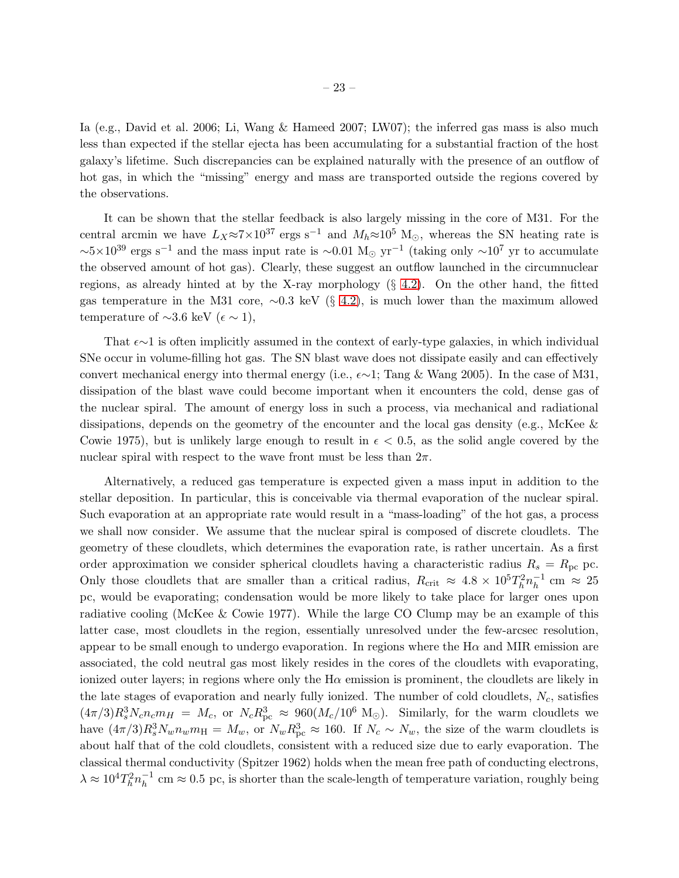Ia (e.g., David et al. 2006; Li, Wang & Hameed 2007; LW07); the inferred gas mass is also much less than expected if the stellar ejecta has been accumulating for a substantial fraction of the host galaxy's lifetime. Such discrepancies can be explained naturally with the presence of an outflow of hot gas, in which the "missing" energy and mass are transported outside the regions covered by the observations.

It can be shown that the stellar feedback is also largely missing in the core of M31. For the central arcmin we have $L_X \approx 7 \times 10^{37}$ ergs s$^{-1}$ and $M_h \approx 10^5$ M$_\odot$, whereas the SN heating rate is $\sim 5 \times 10^{39}$ ergs s$^{-1}$ and the mass input rate is $\sim 0.01$ M$_\odot$ yr$^{-1}$ (taking only $\sim 10^7$ yr to accumulate the observed amount of hot gas). Clearly, these suggest an outflow launched in the circumnuclear regions, as already hinted at by the X-ray morphology (§ 4.2). On the other hand, the fitted gas temperature in the M31 core, $\sim 0.3$ keV (§ 4.2), is much lower than the maximum allowed temperature of $\sim 3.6$ keV ($\epsilon \sim 1$),

That $\epsilon \sim 1$ is often implicitly assumed in the context of early-type galaxies, in which individual SNe occur in volume-filling hot gas. The SN blast wave does not dissipate easily and can effectively convert mechanical energy into thermal energy (i.e., $\epsilon \sim 1$; Tang & Wang 2005). In the case of M31, dissipation of the blast wave could become important when it encounters the cold, dense gas of the nuclear spiral. The amount of energy loss in such a process, via mechanical and radiational dissipations, depends on the geometry of the encounter and the local gas density (e.g., McKee & Cowie 1975), but is unlikely large enough to result in $\epsilon < 0.5$, as the solid angle covered by the nuclear spiral with respect to the wave front must be less than $2\pi$.

Alternatively, a reduced gas temperature is expected given a mass input in addition to the stellar deposition. In particular, this is conceivable via thermal evaporation of the nuclear spiral. Such evaporation at an appropriate rate would result in a "mass-loading" of the hot gas, a process we shall now consider. We assume that the nuclear spiral is composed of discrete cloudlets. The geometry of these cloudlets, which determines the evaporation rate, is rather uncertain. As a first order approximation we consider spherical cloudlets having a characteristic radius $R_s = R_{\rm pc}$ pc. Only those cloudlets that are smaller than a critical radius, $R_{\rm crit} \approx 4.8 \times 10^5 T_h^2 n_h^{-1}$ cm $\approx 25$ pc, would be evaporating; condensation would be more likely to take place for larger ones upon radiative cooling (McKee & Cowie 1977). While the large CO Clump may be an example of this latter case, most cloudlets in the region, essentially unresolved under the few-arcsec resolution, appear to be small enough to undergo evaporation. In regions where the H$\alpha$ and MIR emission are associated, the cold neutral gas most likely resides in the cores of the cloudlets with evaporating, ionized outer layers; in regions where only the H$\alpha$ emission is prominent, the cloudlets are likely in the late stages of evaporation and nearly fully ionized. The number of cold cloudlets, $N_c$, satisfies $(4\pi/3) R_s^3 N_c n_c m_H = M_c$, or $N_c R_{\rm pc}^3 \approx 960 (M_c/10^6~{\rm M}_\odot)$. Similarly, for the warm cloudlets we have $(4\pi/3) R_s^3 N_w n_w m_{\rm H} = M_w$, or $N_w R_{\rm pc}^3 \approx 160$. If $N_c \sim N_w$, the size of the warm cloudlets is about half that of the cold cloudlets, consistent with a reduced size due to early evaporation. The classical thermal conductivity (Spitzer 1962) holds when the mean free path of conducting electrons, $\lambda \approx 10^4 T_h^2 n_h^{-1}$ cm $\approx 0.5$ pc, is shorter than the scale-length of temperature variation, roughly being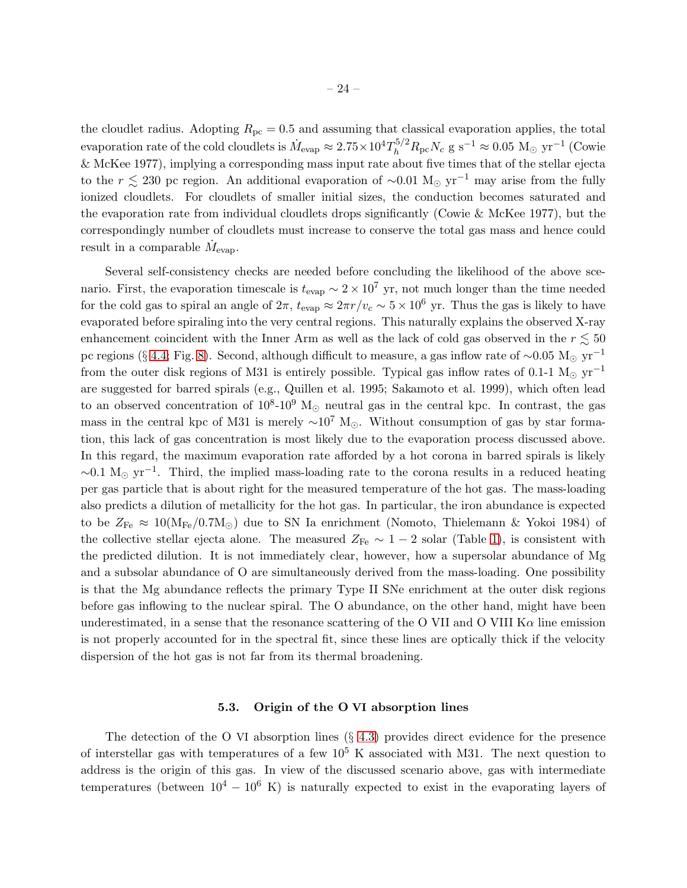the cloudlet radius. Adopting $R_{\rm pc} = 0.5$ and assuming that classical evaporation applies, the total evaporation rate of the cold cloudlets is $\dot{M}_{\rm evap} \approx 2.75 \times 10^4 T_h^{5/2} R_{\rm pc} N_c$ g s$^{-1}$ $\approx 0.05$ M$_\odot$ yr$^{-1}$ (Cowie & McKee 1977), implying a corresponding mass input rate about five times that of the stellar ejecta to the $r \lesssim 230$ pc region. An additional evaporation of $\sim$0.01 M$_\odot$ yr$^{-1}$ may arise from the fully ionized cloudlets. For cloudlets of smaller initial sizes, the conduction becomes saturated and the evaporation rate from individual cloudlets drops significantly (Cowie & McKee 1977), but the correspondingly number of cloudlets must increase to conserve the total gas mass and hence could result in a comparable $\dot{M}_{\rm evap}$.

Several self-consistency checks are needed before concluding the likelihood of the above scenario. First, the evaporation timescale is $t_{\rm evap} \sim 2 \times 10^7$ yr, not much longer than the time needed for the cold gas to spiral an angle of $2\pi$, $t_{\rm evap} \approx 2\pi r/v_c \sim 5 \times 10^6$ yr. Thus the gas is likely to have evaporated before spiraling into the very central regions. This naturally explains the observed X-ray enhancement coincident with the Inner Arm as well as the lack of cold gas observed in the $r \lesssim 50$ pc regions (§ 4.4; Fig. 8). Second, although difficult to measure, a gas inflow rate of $\sim$0.05 M$_\odot$ yr$^{-1}$ from the outer disk regions of M31 is entirely possible. Typical gas inflow rates of 0.1-1 M$_\odot$ yr$^{-1}$ are suggested for barred spirals (e.g., Quillen et al. 1995; Sakamoto et al. 1999), which often lead to an observed concentration of $10^8$-$10^9$ M$_\odot$ neutral gas in the central kpc. In contrast, the gas mass in the central kpc of M31 is merely $\sim$$10^7$ M$_\odot$. Without consumption of gas by star formation, this lack of gas concentration is most likely due to the evaporation process discussed above. In this regard, the maximum evaporation rate afforded by a hot corona in barred spirals is likely $\sim$0.1 M$_\odot$ yr$^{-1}$. Third, the implied mass-loading rate to the corona results in a reduced heating per gas particle that is about right for the measured temperature of the hot gas. The mass-loading also predicts a dilution of metallicity for the hot gas. In particular, the iron abundance is expected to be $Z_{\rm Fe} \approx 10({\rm M_{Fe}}/0.7{\rm M_\odot})$ due to SN Ia enrichment (Nomoto, Thielemann & Yokoi 1984) of the collective stellar ejecta alone. The measured $Z_{\rm Fe} \sim 1-2$ solar (Table 1), is consistent with the predicted dilution. It is not immediately clear, however, how a supersolar abundance of Mg and a subsolar abundance of O are simultaneously derived from the mass-loading. One possibility is that the Mg abundance reflects the primary Type II SNe enrichment at the outer disk regions before gas inflowing to the nuclear spiral. The O abundance, on the other hand, might have been underestimated, in a sense that the resonance scattering of the O VII and O VIII K$\alpha$ line emission is not properly accounted for in the spectral fit, since these lines are optically thick if the velocity dispersion of the hot gas is not far from its thermal broadening.

### 5.3. Origin of the O VI absorption lines

The detection of the O VI absorption lines (§ 4.3) provides direct evidence for the presence of interstellar gas with temperatures of a few $10^5$ K associated with M31. The next question to address is the origin of this gas. In view of the discussed scenario above, gas with intermediate temperatures (between $10^4 - 10^6$ K) is naturally expected to exist in the evaporating layers of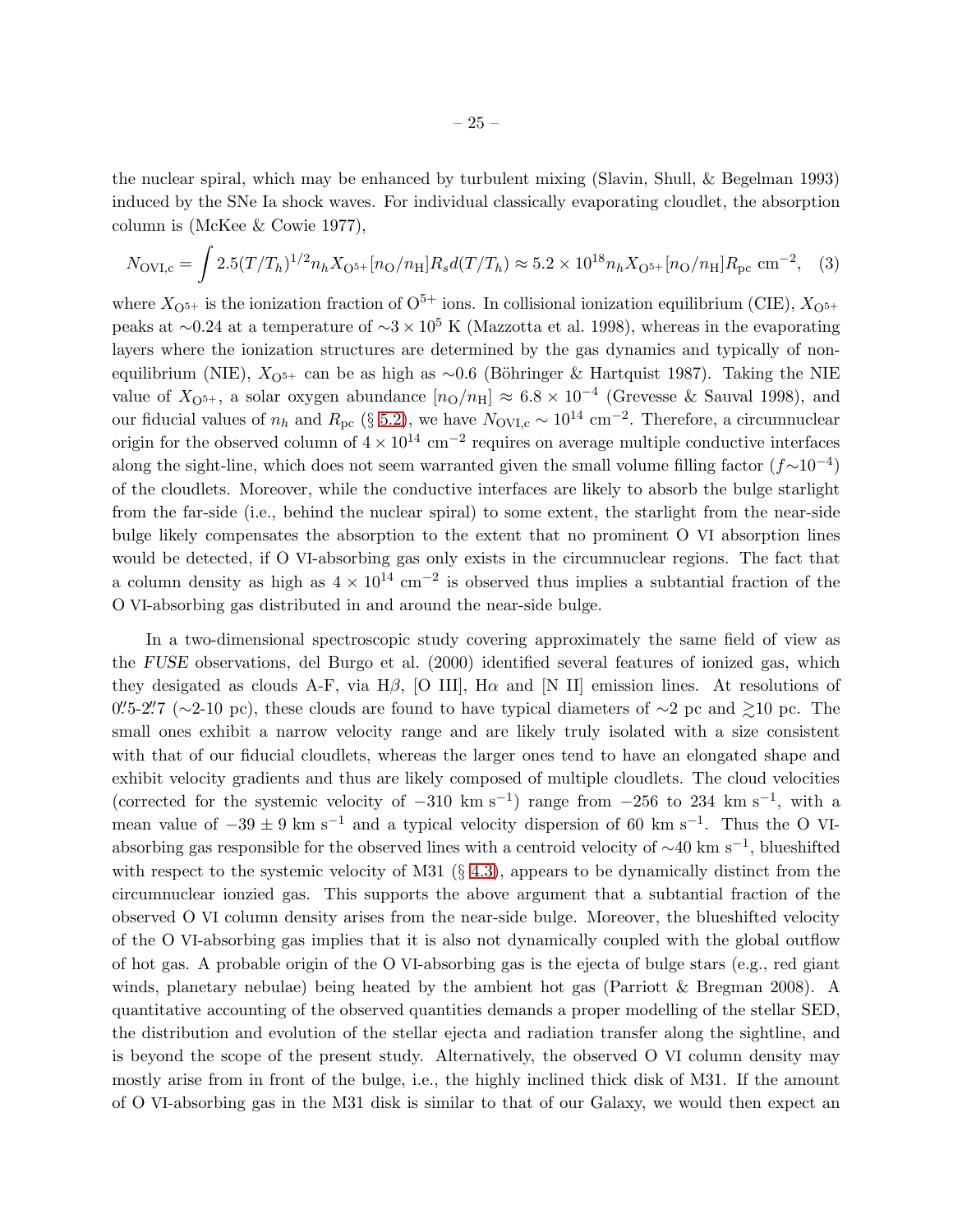the nuclear spiral, which may be enhanced by turbulent mixing (Slavin, Shull, & Begelman 1993) induced by the SNe Ia shock waves. For individual classically evaporating cloudlet, the absorption column is (McKee & Cowie 1977),

$$N_{\rm OVI,c} = \int 2.5(T/T_h)^{1/2} n_h X_{\rm O^{5+}} [n_{\rm O}/n_{\rm H}] R_s d(T/T_h) \approx 5.2\times10^{18} n_h X_{\rm O^{5+}} [n_{\rm O}/n_{\rm H}] R_{\rm pc}~{\rm cm^{-2}}, \quad (3)$$

where $X_{\rm O^{5+}}$ is the ionization fraction of $\rm O^{5+}$ ions. In collisional ionization equilibrium (CIE), $X_{\rm O^{5+}}$ peaks at $\sim$0.24 at a temperature of $\sim 3\times10^5$ K (Mazzotta et al. 1998), whereas in the evaporating layers where the ionization structures are determined by the gas dynamics and typically of non-equilibrium (NIE), $X_{\rm O^{5+}}$ can be as high as $\sim$0.6 (Böhringer & Hartquist 1987). Taking the NIE value of $X_{\rm O^{5+}}$, a solar oxygen abundance $[n_{\rm O}/n_{\rm H}] \approx 6.8\times10^{-4}$ (Grevesse & Sauval 1998), and our fiducial values of $n_h$ and $R_{\rm pc}$ (§ 5.2), we have $N_{\rm OVI,c} \sim 10^{14}~{\rm cm^{-2}}$. Therefore, a circumnuclear origin for the observed column of $4\times10^{14}~{\rm cm^{-2}}$ requires on average multiple conductive interfaces along the sight-line, which does not seem warranted given the small volume filling factor ($f{\sim}10^{-4}$) of the cloudlets. Moreover, while the conductive interfaces are likely to absorb the bulge starlight from the far-side (i.e., behind the nuclear spiral) to some extent, the starlight from the near-side bulge likely compensates the absorption to the extent that no prominent O VI absorption lines would be detected, if O VI-absorbing gas only exists in the circumnuclear regions. The fact that a column density as high as $4\times10^{14}~{\rm cm^{-2}}$ is observed thus implies a subtantial fraction of the O VI-absorbing gas distributed in and around the near-side bulge.

In a two-dimensional spectroscopic study covering approximately the same field of view as the *FUSE* observations, del Burgo et al. (2000) identified several features of ionized gas, which they desigated as clouds A-F, via H$\beta$, [O III], H$\alpha$ and [N II] emission lines. At resolutions of $0''\!.5$-$2''\!.7$ ($\sim$2-10 pc), these clouds are found to have typical diameters of $\sim$2 pc and $\gtrsim$10 pc. The small ones exhibit a narrow velocity range and are likely truly isolated with a size consistent with that of our fiducial cloudlets, whereas the larger ones tend to have an elongated shape and exhibit velocity gradients and thus are likely composed of multiple cloudlets. The cloud velocities (corrected for the systemic velocity of $-310~{\rm km~s^{-1}}$) range from $-256$ to $234~{\rm km~s^{-1}}$, with a mean value of $-39\pm9~{\rm km~s^{-1}}$ and a typical velocity dispersion of $60~{\rm km~s^{-1}}$. Thus the O VI-absorbing gas responsible for the observed lines with a centroid velocity of $\sim$40 ${\rm km~s^{-1}}$, blueshifted with respect to the systemic velocity of M31 (§ 4.3), appears to be dynamically distinct from the circumnuclear ionzied gas. This supports the above argument that a subtantial fraction of the observed O VI column density arises from the near-side bulge. Moreover, the blueshifted velocity of the O VI-absorbing gas implies that it is also not dynamically coupled with the global outflow of hot gas. A probable origin of the O VI-absorbing gas is the ejecta of bulge stars (e.g., red giant winds, planetary nebulae) being heated by the ambient hot gas (Parriott & Bregman 2008). A quantitative accounting of the observed quantities demands a proper modelling of the stellar SED, the distribution and evolution of the stellar ejecta and radiation transfer along the sightline, and is beyond the scope of the present study. Alternatively, the observed O VI column density may mostly arise from in front of the bulge, i.e., the highly inclined thick disk of M31. If the amount of O VI-absorbing gas in the M31 disk is similar to that of our Galaxy, we would then expect an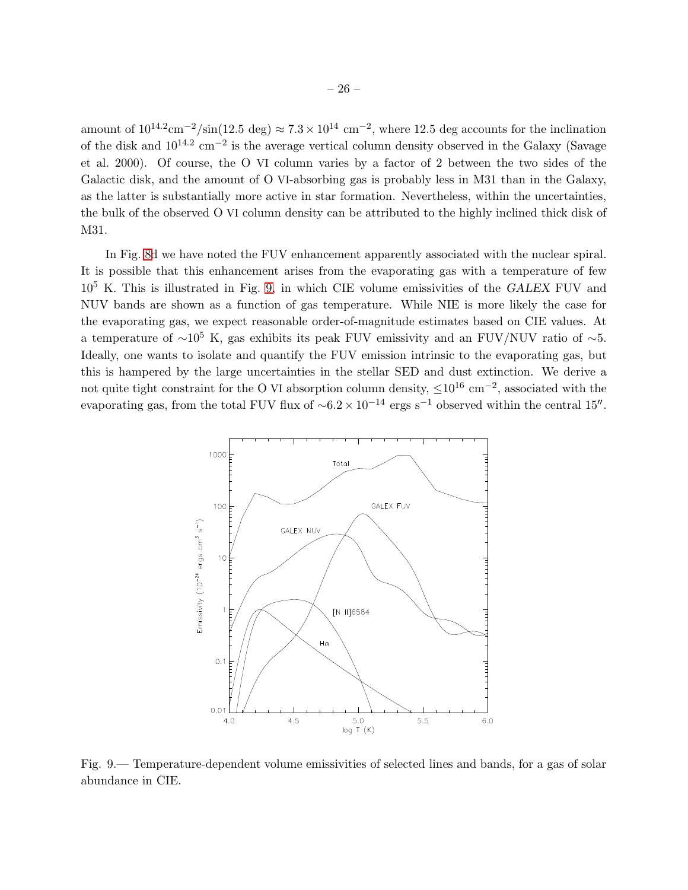amount of $10^{14.2}$cm$^{-2}$/sin(12.5 deg) $\approx 7.3 \times 10^{14}$ cm$^{-2}$, where 12.5 deg accounts for the inclination of the disk and $10^{14.2}$ cm$^{-2}$ is the average vertical column density observed in the Galaxy (Savage et al. 2000). Of course, the O VI column varies by a factor of 2 between the two sides of the Galactic disk, and the amount of O VI-absorbing gas is probably less in M31 than in the Galaxy, as the latter is substantially more active in star formation. Nevertheless, within the uncertainties, the bulk of the observed O VI column density can be attributed to the highly inclined thick disk of M31.

In Fig. 8d we have noted the FUV enhancement apparently associated with the nuclear spiral. It is possible that this enhancement arises from the evaporating gas with a temperature of few $10^5$ K. This is illustrated in Fig. 9, in which CIE volume emissivities of the *GALEX* FUV and NUV bands are shown as a function of gas temperature. While NIE is more likely the case for the evaporating gas, we expect reasonable order-of-magnitude estimates based on CIE values. At a temperature of $\sim 10^5$ K, gas exhibits its peak FUV emissivity and an FUV/NUV ratio of $\sim 5$. Ideally, one wants to isolate and quantify the FUV emission intrinsic to the evaporating gas, but this is hampered by the large uncertainties in the stellar SED and dust extinction. We derive a not quite tight constraint for the O VI absorption column density, $\lesssim 10^{16}$ cm$^{-2}$, associated with the evaporating gas, from the total FUV flux of $\sim 6.2 \times 10^{-14}$ ergs s$^{-1}$ observed within the central 15″.

Fig. 9.— Temperature-dependent volume emissivities of selected lines and bands, for a gas of solar abundance in CIE.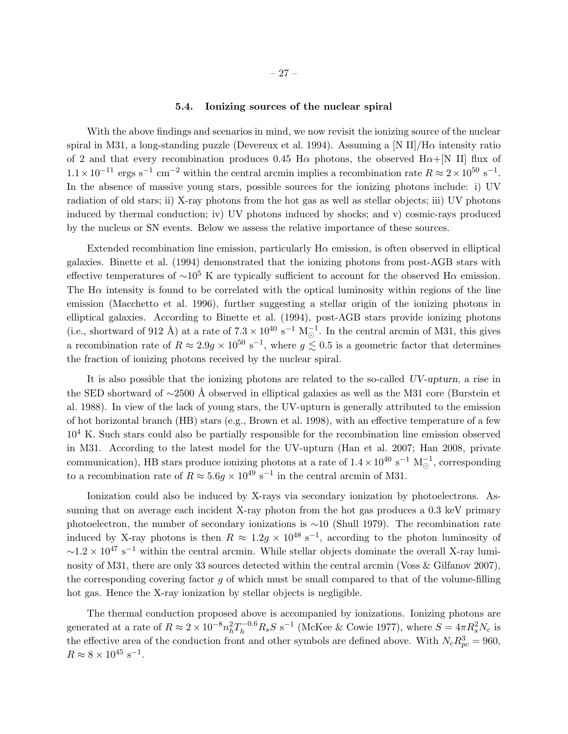### 5.4. Ionizing sources of the nuclear spiral

With the above findings and scenarios in mind, we now revisit the ionizing source of the nuclear spiral in M31, a long-standing puzzle (Devereux et al. 1994). Assuming a [N II]/H$\alpha$ intensity ratio of 2 and that every recombination produces 0.45 H$\alpha$ photons, the observed H$\alpha$+[N II] flux of $1.1 \times 10^{-11}$ ergs s$^{-1}$ cm$^{-2}$ within the central arcmin implies a recombination rate $R \approx 2 \times 10^{50}$ s$^{-1}$. In the absence of massive young stars, possible sources for the ionizing photons include: i) UV radiation of old stars; ii) X-ray photons from the hot gas as well as stellar objects; iii) UV photons induced by thermal conduction; iv) UV photons induced by shocks; and v) cosmic-rays produced by the nucleus or SN events. Below we assess the relative importance of these sources.

Extended recombination line emission, particularly H$\alpha$ emission, is often observed in elliptical galaxies. Binette et al. (1994) demonstrated that the ionizing photons from post-AGB stars with effective temperatures of $\sim 10^5$ K are typically sufficient to account for the observed H$\alpha$ emission. The H$\alpha$ intensity is found to be correlated with the optical luminosity within regions of the line emission (Macchetto et al. 1996), further suggesting a stellar origin of the ionizing photons in elliptical galaxies. According to Binette et al. (1994), post-AGB stars provide ionizing photons (i.e., shortward of 912 Å) at a rate of $7.3 \times 10^{40}$ s$^{-1}$ M$_\odot^{-1}$. In the central arcmin of M31, this gives a recombination rate of $R \approx 2.9g \times 10^{50}$ s$^{-1}$, where $g \lesssim 0.5$ is a geometric factor that determines the fraction of ionizing photons received by the nuclear spiral.

It is also possible that the ionizing photons are related to the so-called *UV-upturn*, a rise in the SED shortward of $\sim$2500 Å observed in elliptical galaxies as well as the M31 core (Burstein et al. 1988). In view of the lack of young stars, the UV-upturn is generally attributed to the emission of hot horizontal branch (HB) stars (e.g., Brown et al. 1998), with an effective temperature of a few $10^4$ K. Such stars could also be partially responsible for the recombination line emission observed in M31. According to the latest model for the UV-upturn (Han et al. 2007; Han 2008, private communication), HB stars produce ionizing photons at a rate of $1.4 \times 10^{40}$ s$^{-1}$ M$_\odot^{-1}$, corresponding to a recombination rate of $R \approx 5.6g \times 10^{49}$ s$^{-1}$ in the central arcmin of M31.

Ionization could also be induced by X-rays via secondary ionization by photoelectrons. Assuming that on average each incident X-ray photon from the hot gas produces a 0.3 keV primary photoelectron, the number of secondary ionizations is $\sim$10 (Shull 1979). The recombination rate induced by X-ray photons is then $R \approx 1.2g \times 10^{48}$ s$^{-1}$, according to the photon luminosity of $\sim 1.2 \times 10^{47}$ s$^{-1}$ within the central arcmin. While stellar objects dominate the overall X-ray luminosity of M31, there are only 33 sources detected within the central arcmin (Voss & Gilfanov 2007), the corresponding covering factor $g$ of which must be small compared to that of the volume-filling hot gas. Hence the X-ray ionization by stellar objects is negligible.

The thermal conduction proposed above is accompanied by ionizations. Ionizing photons are generated at a rate of $R \approx 2 \times 10^{-8} n_h^2 T_h^{-0.6} R_s S$ s$^{-1}$ (McKee & Cowie 1977), where $S = 4\pi R_s^2 N_c$ is the effective area of the conduction front and other symbols are defined above. With $N_c R_{pc}^3 = 960$, $R \approx 8 \times 10^{45}$ s$^{-1}$.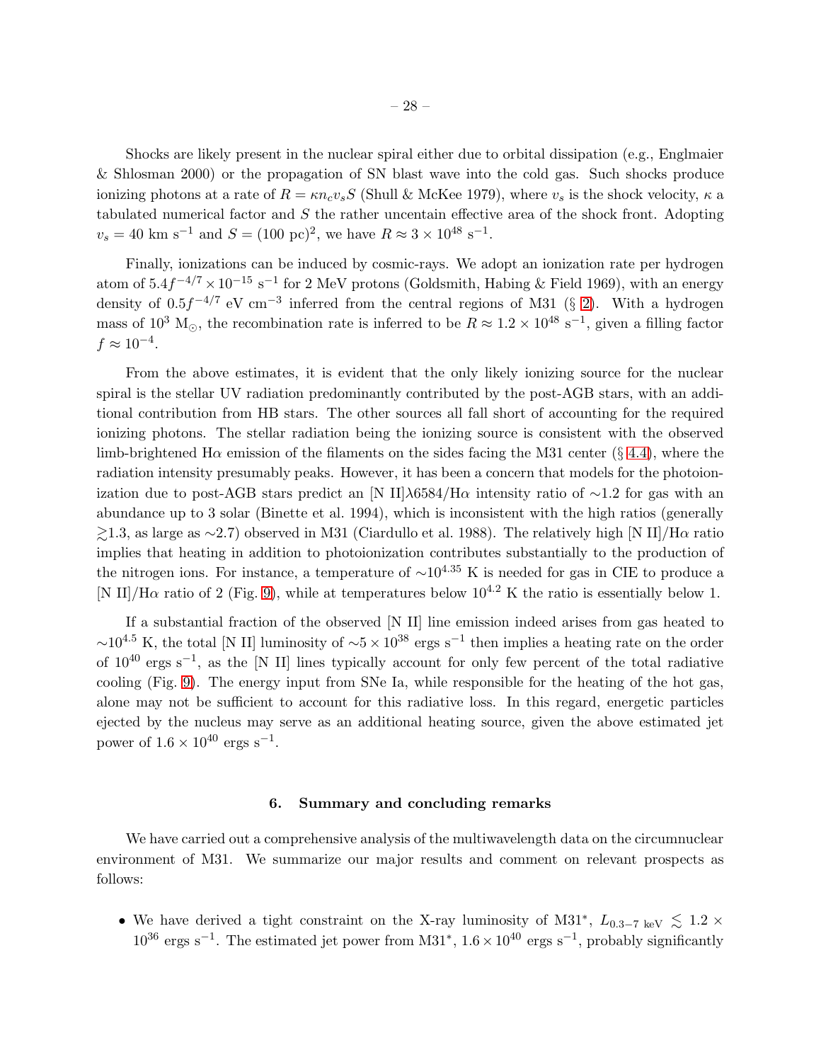Shocks are likely present in the nuclear spiral either due to orbital dissipation (e.g., Englmaier & Shlosman 2000) or the propagation of SN blast wave into the cold gas. Such shocks produce ionizing photons at a rate of $R = \kappa n_c v_s S$ (Shull & McKee 1979), where $v_s$ is the shock velocity, $\kappa$ a tabulated numerical factor and $S$ the rather uncentain effective area of the shock front. Adopting $v_s = 40$ km s$^{-1}$ and $S = (100 \text{ pc})^2$, we have $R \approx 3 \times 10^{48}$ s$^{-1}$.

Finally, ionizations can be induced by cosmic-rays. We adopt an ionization rate per hydrogen atom of $5.4 f^{-4/7} \times 10^{-15}$ s$^{-1}$ for 2 MeV protons (Goldsmith, Habing & Field 1969), with an energy density of $0.5 f^{-4/7}$ eV cm$^{-3}$ inferred from the central regions of M31 (§ 2). With a hydrogen mass of $10^3$ M$_\odot$, the recombination rate is inferred to be $R \approx 1.2 \times 10^{48}$ s$^{-1}$, given a filling factor $f \approx 10^{-4}$.

From the above estimates, it is evident that the only likely ionizing source for the nuclear spiral is the stellar UV radiation predominantly contributed by the post-AGB stars, with an additional contribution from HB stars. The other sources all fall short of accounting for the required ionizing photons. The stellar radiation being the ionizing source is consistent with the observed limb-brightened H$\alpha$ emission of the filaments on the sides facing the M31 center (§ 4.4), where the radiation intensity presumably peaks. However, it has been a concern that models for the photoionization due to post-AGB stars predict an [N II]$\lambda$6584/H$\alpha$ intensity ratio of $\sim$1.2 for gas with an abundance up to 3 solar (Binette et al. 1994), which is inconsistent with the high ratios (generally $\gtrsim$1.3, as large as $\sim$2.7) observed in M31 (Ciardullo et al. 1988). The relatively high [N II]/H$\alpha$ ratio implies that heating in addition to photoionization contributes substantially to the production of the nitrogen ions. For instance, a temperature of $\sim 10^{4.35}$ K is needed for gas in CIE to produce a [N II]/H$\alpha$ ratio of 2 (Fig. 9), while at temperatures below $10^{4.2}$ K the ratio is essentially below 1.

If a substantial fraction of the observed [N II] line emission indeed arises from gas heated to $\sim 10^{4.5}$ K, the total [N II] luminosity of $\sim 5 \times 10^{38}$ ergs s$^{-1}$ then implies a heating rate on the order of $10^{40}$ ergs s$^{-1}$, as the [N II] lines typically account for only few percent of the total radiative cooling (Fig. 9). The energy input from SNe Ia, while responsible for the heating of the hot gas, alone may not be sufficient to account for this radiative loss. In this regard, energetic particles ejected by the nucleus may serve as an additional heating source, given the above estimated jet power of $1.6 \times 10^{40}$ ergs s$^{-1}$.

## 6. Summary and concluding remarks

We have carried out a comprehensive analysis of the multiwavelength data on the circumnuclear environment of M31. We summarize our major results and comment on relevant prospects as follows:

- We have derived a tight constraint on the X-ray luminosity of M31$^*$, $L_{0.3-7 \text{ keV}} \lesssim 1.2 \times 10^{36}$ ergs s$^{-1}$. The estimated jet power from M31$^*$, $1.6 \times 10^{40}$ ergs s$^{-1}$, probably significantly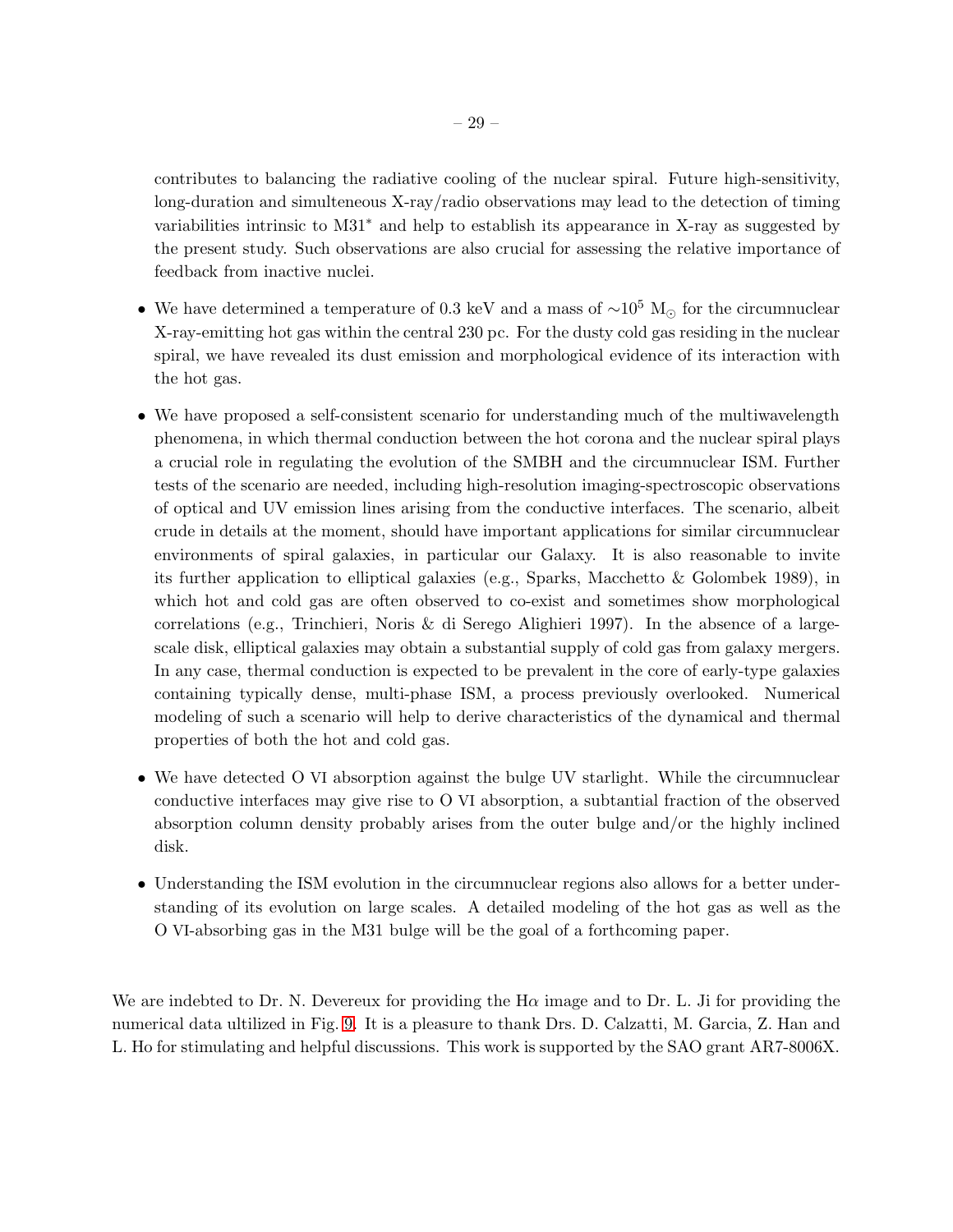contributes to balancing the radiative cooling of the nuclear spiral. Future high-sensitivity, long-duration and simulteneous X-ray/radio observations may lead to the detection of timing variabilities intrinsic to M31* and help to establish its appearance in X-ray as suggested by the present study. Such observations are also crucial for assessing the relative importance of feedback from inactive nuclei.

- We have determined a temperature of 0.3 keV and a mass of $\sim 10^5$ $M_\odot$ for the circumnuclear X-ray-emitting hot gas within the central 230 pc. For the dusty cold gas residing in the nuclear spiral, we have revealed its dust emission and morphological evidence of its interaction with the hot gas.

- We have proposed a self-consistent scenario for understanding much of the multiwavelength phenomena, in which thermal conduction between the hot corona and the nuclear spiral plays a crucial role in regulating the evolution of the SMBH and the circumnuclear ISM. Further tests of the scenario are needed, including high-resolution imaging-spectroscopic observations of optical and UV emission lines arising from the conductive interfaces. The scenario, albeit crude in details at the moment, should have important applications for similar circumnuclear environments of spiral galaxies, in particular our Galaxy. It is also reasonable to invite its further application to elliptical galaxies (e.g., Sparks, Macchetto & Golombek 1989), in which hot and cold gas are often observed to co-exist and sometimes show morphological correlations (e.g., Trinchieri, Noris & di Serego Alighieri 1997). In the absence of a large-scale disk, elliptical galaxies may obtain a substantial supply of cold gas from galaxy mergers. In any case, thermal conduction is expected to be prevalent in the core of early-type galaxies containing typically dense, multi-phase ISM, a process previously overlooked. Numerical modeling of such a scenario will help to derive characteristics of the dynamical and thermal properties of both the hot and cold gas.

- We have detected O VI absorption against the bulge UV starlight. While the circumnuclear conductive interfaces may give rise to O VI absorption, a subtantial fraction of the observed absorption column density probably arises from the outer bulge and/or the highly inclined disk.

- Understanding the ISM evolution in the circumnuclear regions also allows for a better understanding of its evolution on large scales. A detailed modeling of the hot gas as well as the O VI-absorbing gas in the M31 bulge will be the goal of a forthcoming paper.

We are indebted to Dr. N. Devereux for providing the H$\alpha$ image and to Dr. L. Ji for providing the numerical data ultilized in Fig. 9. It is a pleasure to thank Drs. D. Calzatti, M. Garcia, Z. Han and L. Ho for stimulating and helpful discussions. This work is supported by the SAO grant AR7-8006X.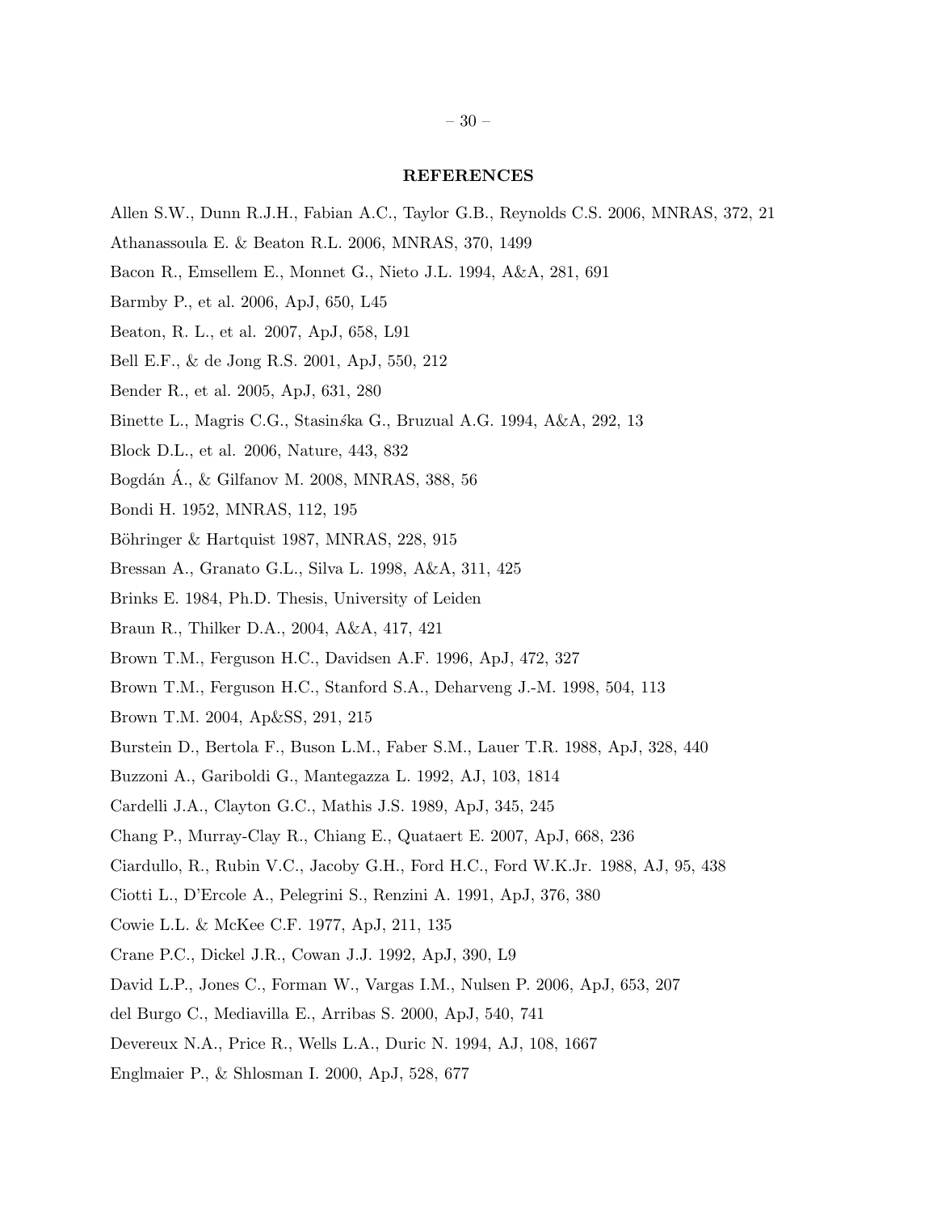## REFERENCES

Allen S.W., Dunn R.J.H., Fabian A.C., Taylor G.B., Reynolds C.S. 2006, MNRAS, 372, 21

Athanassoula E. & Beaton R.L. 2006, MNRAS, 370, 1499

Bacon R., Emsellem E., Monnet G., Nieto J.L. 1994, A&A, 281, 691

Barmby P., et al. 2006, ApJ, 650, L45

Beaton, R. L., et al. 2007, ApJ, 658, L91

Bell E.F., & de Jong R.S. 2001, ApJ, 550, 212

Bender R., et al. 2005, ApJ, 631, 280

Binette L., Magris C.G., Stasinśka G., Bruzual A.G. 1994, A&A, 292, 13

Block D.L., et al. 2006, Nature, 443, 832

Bogdán Á., & Gilfanov M. 2008, MNRAS, 388, 56

Bondi H. 1952, MNRAS, 112, 195

Böhringer & Hartquist 1987, MNRAS, 228, 915

Bressan A., Granato G.L., Silva L. 1998, A&A, 311, 425

Brinks E. 1984, Ph.D. Thesis, University of Leiden

Braun R., Thilker D.A., 2004, A&A, 417, 421

Brown T.M., Ferguson H.C., Davidsen A.F. 1996, ApJ, 472, 327

Brown T.M., Ferguson H.C., Stanford S.A., Deharveng J.-M. 1998, 504, 113

Brown T.M. 2004, Ap&SS, 291, 215

Burstein D., Bertola F., Buson L.M., Faber S.M., Lauer T.R. 1988, ApJ, 328, 440

Buzzoni A., Gariboldi G., Mantegazza L. 1992, AJ, 103, 1814

Cardelli J.A., Clayton G.C., Mathis J.S. 1989, ApJ, 345, 245

Chang P., Murray-Clay R., Chiang E., Quataert E. 2007, ApJ, 668, 236

Ciardullo, R., Rubin V.C., Jacoby G.H., Ford H.C., Ford W.K.Jr. 1988, AJ, 95, 438

Ciotti L., D'Ercole A., Pelegrini S., Renzini A. 1991, ApJ, 376, 380

Cowie L.L. & McKee C.F. 1977, ApJ, 211, 135

Crane P.C., Dickel J.R., Cowan J.J. 1992, ApJ, 390, L9

David L.P., Jones C., Forman W., Vargas I.M., Nulsen P. 2006, ApJ, 653, 207

del Burgo C., Mediavilla E., Arribas S. 2000, ApJ, 540, 741

Devereux N.A., Price R., Wells L.A., Duric N. 1994, AJ, 108, 1667

Englmaier P., & Shlosman I. 2000, ApJ, 528, 677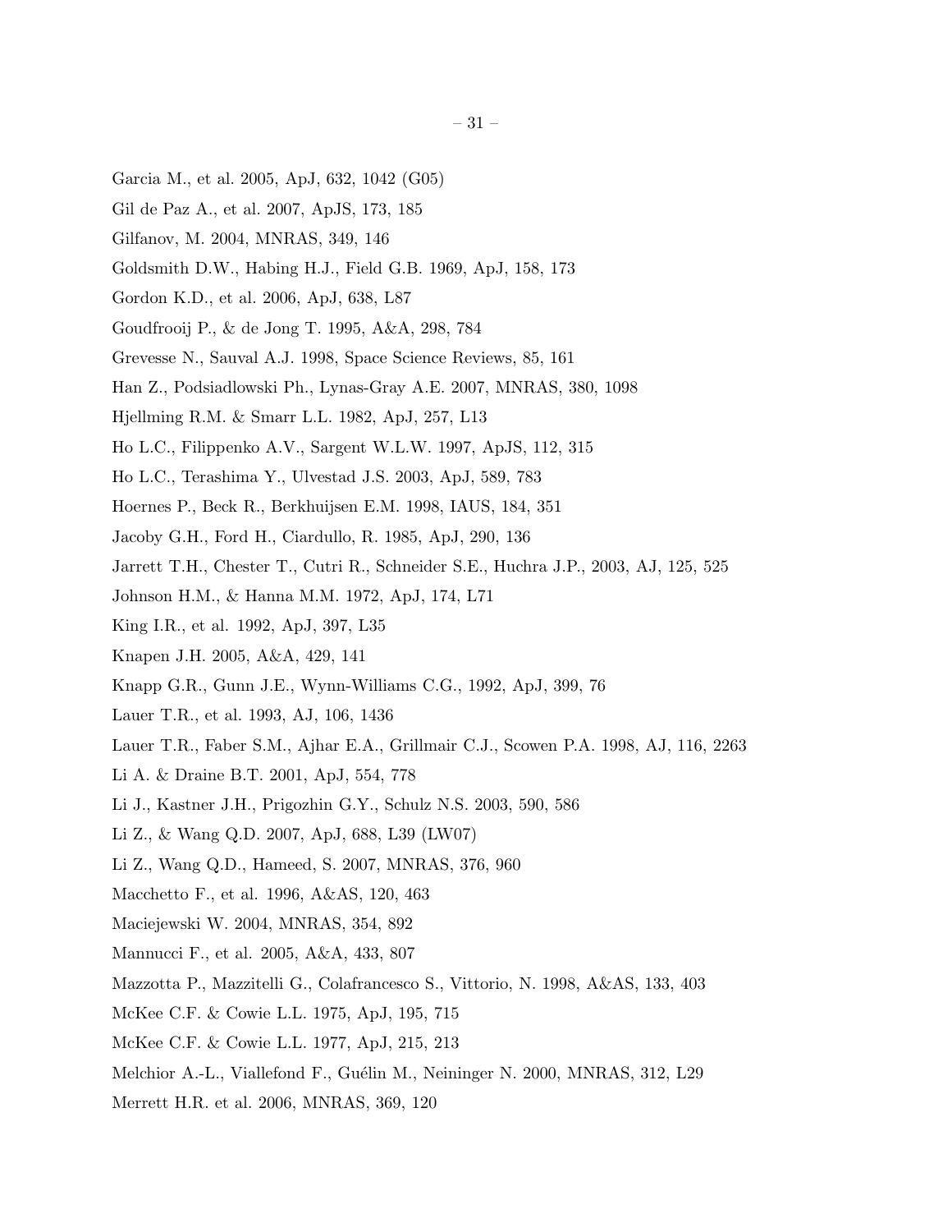Garcia M., et al. 2005, ApJ, 632, 1042 (G05)

Gil de Paz A., et al. 2007, ApJS, 173, 185

Gilfanov, M. 2004, MNRAS, 349, 146

Goldsmith D.W., Habing H.J., Field G.B. 1969, ApJ, 158, 173

Gordon K.D., et al. 2006, ApJ, 638, L87

Goudfrooij P., & de Jong T. 1995, A&A, 298, 784

Grevesse N., Sauval A.J. 1998, Space Science Reviews, 85, 161

Han Z., Podsiadlowski Ph., Lynas-Gray A.E. 2007, MNRAS, 380, 1098

Hjellming R.M. & Smarr L.L. 1982, ApJ, 257, L13

Ho L.C., Filippenko A.V., Sargent W.L.W. 1997, ApJS, 112, 315

Ho L.C., Terashima Y., Ulvestad J.S. 2003, ApJ, 589, 783

Hoernes P., Beck R., Berkhuijsen E.M. 1998, IAUS, 184, 351

Jacoby G.H., Ford H., Ciardullo, R. 1985, ApJ, 290, 136

Jarrett T.H., Chester T., Cutri R., Schneider S.E., Huchra J.P., 2003, AJ, 125, 525

Johnson H.M., & Hanna M.M. 1972, ApJ, 174, L71

King I.R., et al. 1992, ApJ, 397, L35

Knapen J.H. 2005, A&A, 429, 141

Knapp G.R., Gunn J.E., Wynn-Williams C.G., 1992, ApJ, 399, 76

Lauer T.R., et al. 1993, AJ, 106, 1436

Lauer T.R., Faber S.M., Ajhar E.A., Grillmair C.J., Scowen P.A. 1998, AJ, 116, 2263

Li A. & Draine B.T. 2001, ApJ, 554, 778

Li J., Kastner J.H., Prigozhin G.Y., Schulz N.S. 2003, 590, 586

Li Z., & Wang Q.D. 2007, ApJ, 688, L39 (LW07)

Li Z., Wang Q.D., Hameed, S. 2007, MNRAS, 376, 960

Macchetto F., et al. 1996, A&AS, 120, 463

Maciejewski W. 2004, MNRAS, 354, 892

Mannucci F., et al. 2005, A&A, 433, 807

Mazzotta P., Mazzitelli G., Colafrancesco S., Vittorio, N. 1998, A&AS, 133, 403

McKee C.F. & Cowie L.L. 1975, ApJ, 195, 715

McKee C.F. & Cowie L.L. 1977, ApJ, 215, 213

Melchior A.-L., Viallefond F., Guélin M., Neininger N. 2000, MNRAS, 312, L29

Merrett H.R. et al. 2006, MNRAS, 369, 120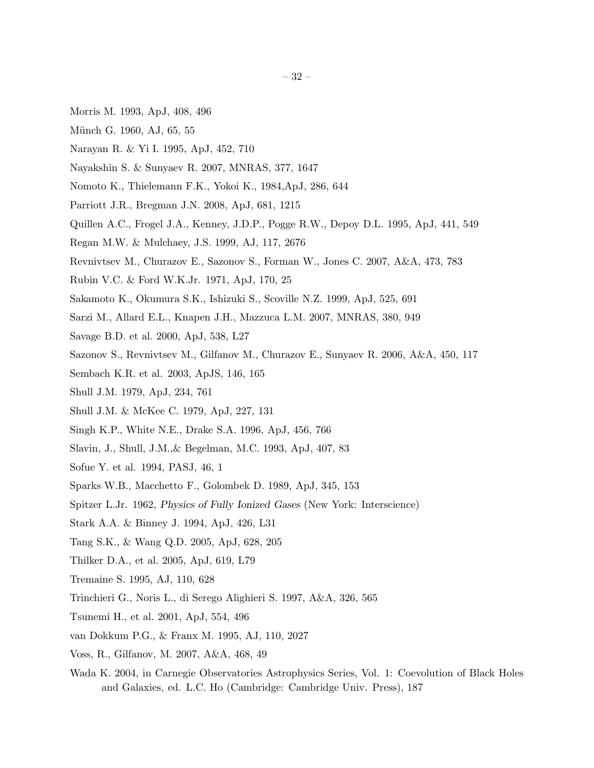Morris M. 1993, ApJ, 408, 496

Münch G. 1960, AJ, 65, 55

Narayan R. & Yi I. 1995, ApJ, 452, 710

Nayakshin S. & Sunyaev R. 2007, MNRAS, 377, 1647

Nomoto K., Thielemann F.K., Yokoi K., 1984,ApJ, 286, 644

Parriott J.R., Bregman J.N. 2008, ApJ, 681, 1215

Quillen A.C., Frogel J.A., Kenney, J.D.P., Pogge R.W., Depoy D.L. 1995, ApJ, 441, 549

Regan M.W. & Mulchaey, J.S. 1999, AJ, 117, 2676

Revnivtsev M., Churazov E., Sazonov S., Forman W., Jones C. 2007, A&A, 473, 783

Rubin V.C. & Ford W.K.Jr. 1971, ApJ, 170, 25

Sakamoto K., Okumura S.K., Ishizuki S., Scoville N.Z. 1999, ApJ, 525, 691

Sarzi M., Allard E.L., Knapen J.H., Mazzuca L.M. 2007, MNRAS, 380, 949

Savage B.D. et al. 2000, ApJ, 538, L27

Sazonov S., Revnivtsev M., Gilfanov M., Churazov E., Sunyaev R. 2006, A&A, 450, 117

Sembach K.R. et al. 2003, ApJS, 146, 165

Shull J.M. 1979, ApJ, 234, 761

Shull J.M. & McKee C. 1979, ApJ, 227, 131

Singh K.P., White N.E., Drake S.A. 1996, ApJ, 456, 766

Slavin, J., Shull, J.M.,& Begelman, M.C. 1993, ApJ, 407, 83

Sofue Y. et al. 1994, PASJ, 46, 1

Sparks W.B., Macchetto F., Golombek D. 1989, ApJ, 345, 153

Spitzer L.Jr. 1962, *Physics of Fully Ionized Gases* (New York: Interscience)

Stark A.A. & Binney J. 1994, ApJ, 426, L31

Tang S.K., & Wang Q.D. 2005, ApJ, 628, 205

Thilker D.A., et al. 2005, ApJ, 619, L79

Tremaine S. 1995, AJ, 110, 628

Trinchieri G., Noris L., di Serego Alighieri S. 1997, A&A, 326, 565

Tsunemi H., et al. 2001, ApJ, 554, 496

van Dokkum P.G., & Franx M. 1995, AJ, 110, 2027

Voss, R., Gilfanov, M. 2007, A&A, 468, 49

Wada K. 2004, in Carnegie Observatories Astrophysics Series, Vol. 1: Coevolution of Black Holes and Galaxies, ed. L.C. Ho (Cambridge: Cambridge Univ. Press), 187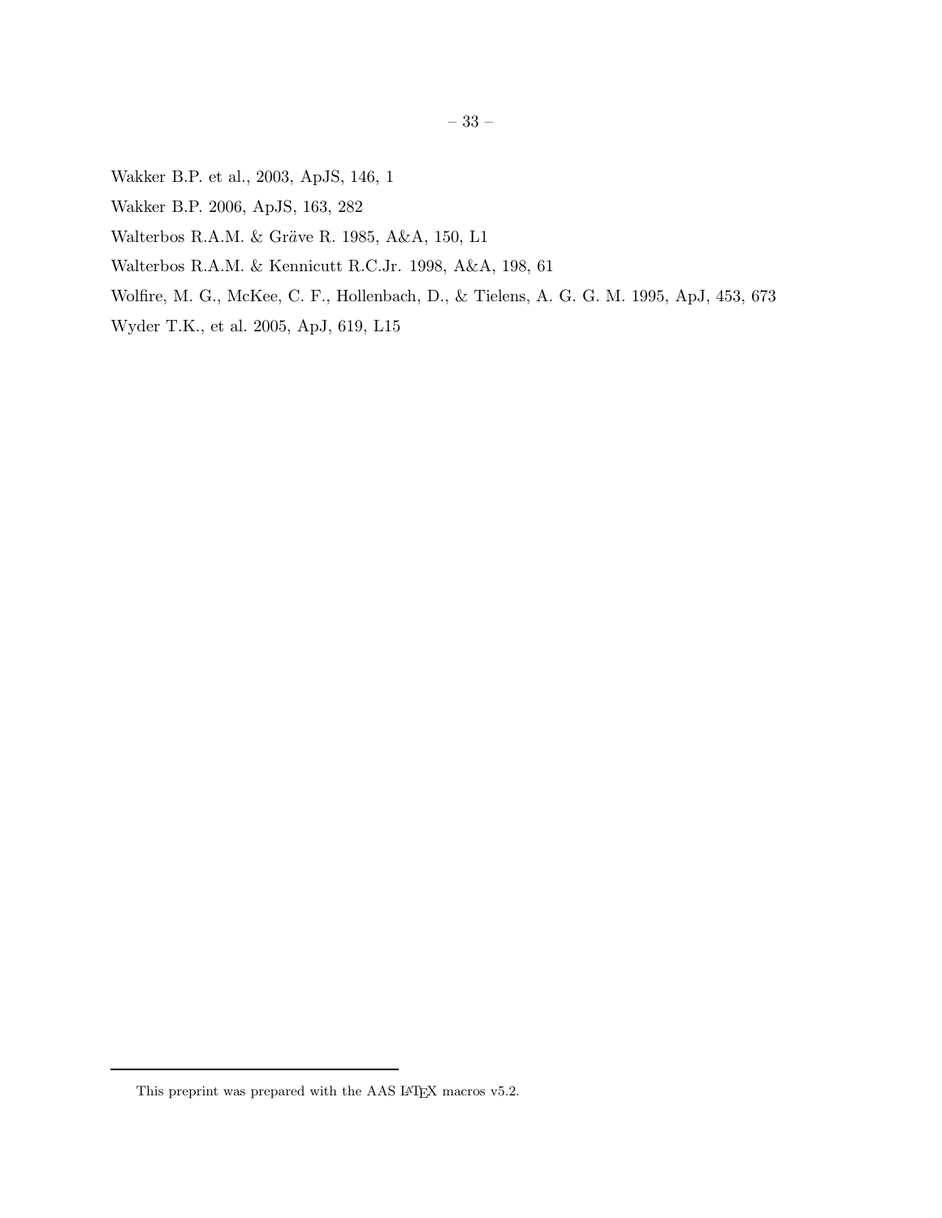Wakker B.P. et al., 2003, ApJS, 146, 1

Wakker B.P. 2006, ApJS, 163, 282

Walterbos R.A.M. & Gräve R. 1985, A&A, 150, L1

Walterbos R.A.M. & Kennicutt R.C.Jr. 1998, A&A, 198, 61

Wolfire, M. G., McKee, C. F., Hollenbach, D., & Tielens, A. G. G. M. 1995, ApJ, 453, 673

Wyder T.K., et al. 2005, ApJ, 619, L15

This preprint was prepared with the AAS LaTeX macros v5.2.